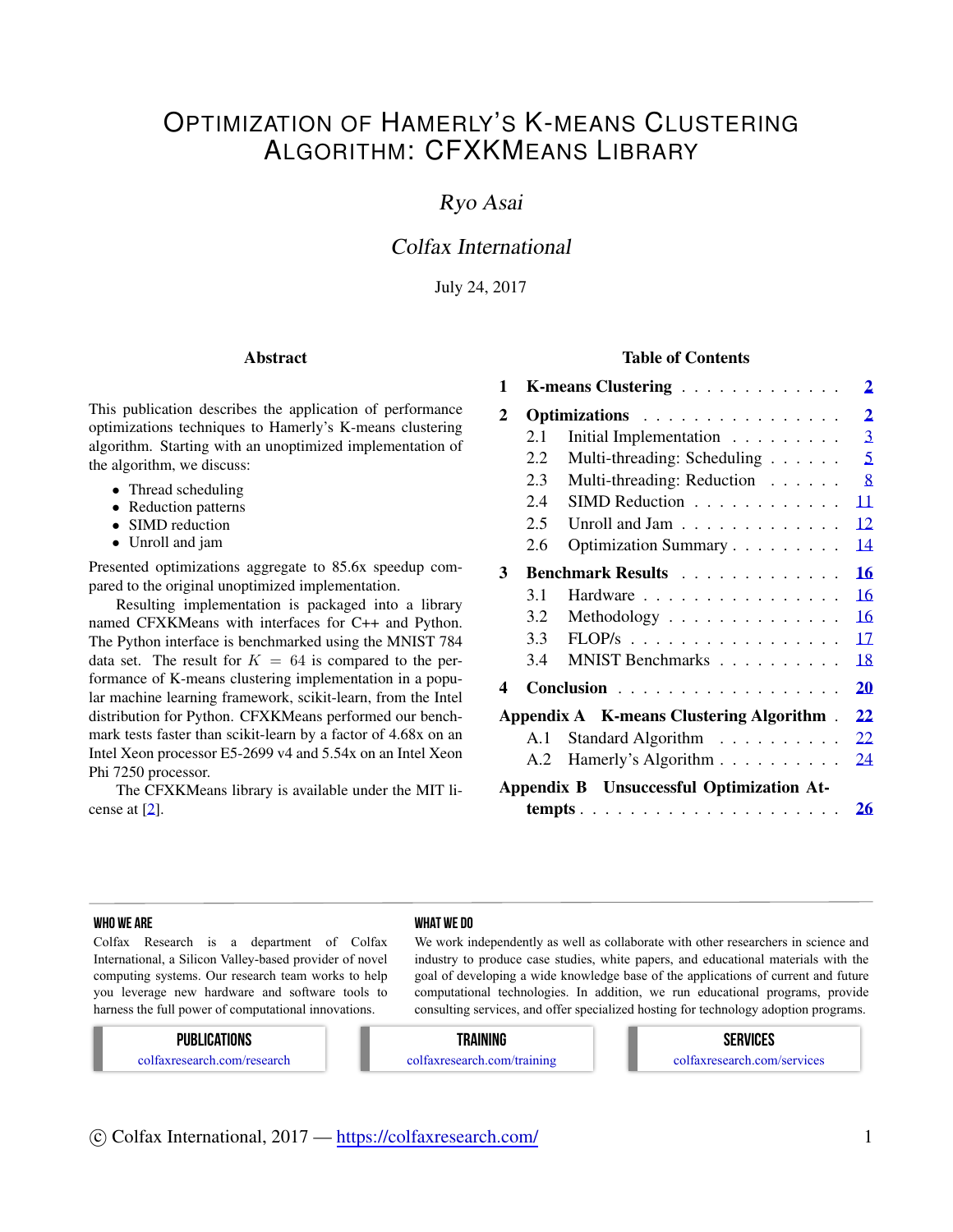# Optimization of Hamerly's K-means Clustering Algorithm: CFXKMeans Library

*Ryo Asai*

*Colfax International*

July 24, 2017

## Abstract

This publication describes the application of performance optimizations techniques to Hamerly's K-means clustering algorithm. Starting with an unoptimized implementation of the algorithm, we discuss:

- Thread scheduling
- Reduction patterns
- SIMD reduction
- Unroll and jam

Presented optimizations aggregate to 85.6x speedup compared to the original unoptimized implementation.

Resulting implementation is packaged into a library named CFXKMeans with interfaces for C++ and Python. The Python interface is benchmarked using the MNIST 784 data set. The result for $K = 64$ is compared to the performance of K-means clustering implementation in a popular machine learning framework, scikit-learn, from the Intel distribution for Python. CFXKMeans performed our benchmark tests faster than scikit-learn by a factor of 4.68x on an Intel Xeon processor E5-2699 v4 and 5.54x on an Intel Xeon Phi 7250 processor.

The CFXKMeans library is available under the MIT license at [2].

## Table of Contents

| | | |
|---|---|---|
| **1** | **K-means Clustering** | **2** |
| **2** | **Optimizations** | **2** |
| 2.1 | Initial Implementation | 3 |
| 2.2 | Multi-threading: Scheduling | 5 |
| 2.3 | Multi-threading: Reduction | 8 |
| 2.4 | SIMD Reduction | 11 |
| 2.5 | Unroll and Jam | 12 |
| 2.6 | Optimization Summary | 14 |
| **3** | **Benchmark Results** | **16** |
| 3.1 | Hardware | 16 |
| 3.2 | Methodology | 16 |
| 3.3 | FLOP/s | 17 |
| 3.4 | MNIST Benchmarks | 18 |
| **4** | **Conclusion** | **20** |
| **Appendix A** | **K-means Clustering Algorithm** | **22** |
| A.1 | Standard Algorithm | 22 |
| A.2 | Hamerly's Algorithm | 24 |
| **Appendix B** | **Unsuccessful Optimization Attempts** | **26** |

**WHO WE ARE**

Colfax Research is a department of Colfax International, a Silicon Valley-based provider of novel computing systems. Our research team works to help you leverage new hardware and software tools to harness the full power of computational innovations.

**WHAT WE DO**

We work independently as well as collaborate with other researchers in science and industry to produce case studies, white papers, and educational materials with the goal of developing a wide knowledge base of the applications of current and future computational technologies. In addition, we run educational programs, provide consulting services, and offer specialized hosting for technology adoption programs.

**PUBLICATIONS**
colfaxresearch.com/research

**TRAINING**
colfaxresearch.com/training

**SERVICES**
colfaxresearch.com/services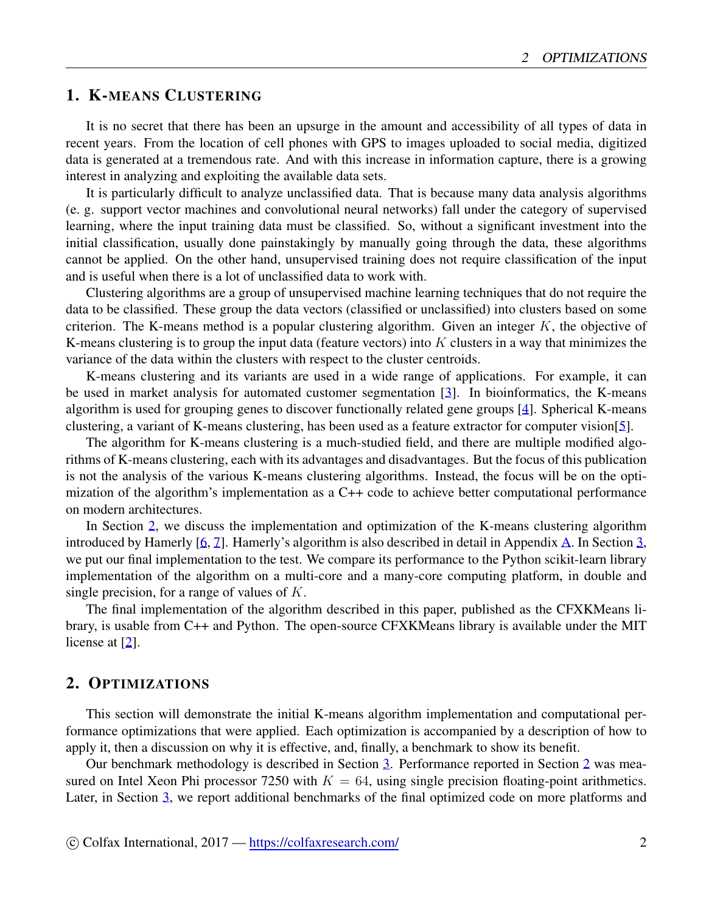## 1. K-means Clustering

It is no secret that there has been an upsurge in the amount and accessibility of all types of data in recent years. From the location of cell phones with GPS to images uploaded to social media, digitized data is generated at a tremendous rate. And with this increase in information capture, there is a growing interest in analyzing and exploiting the available data sets.

It is particularly difficult to analyze unclassified data. That is because many data analysis algorithms (e. g. support vector machines and convolutional neural networks) fall under the category of supervised learning, where the input training data must be classified. So, without a significant investment into the initial classification, usually done painstakingly by manually going through the data, these algorithms cannot be applied. On the other hand, unsupervised training does not require classification of the input and is useful when there is a lot of unclassified data to work with.

Clustering algorithms are a group of unsupervised machine learning techniques that do not require the data to be classified. These group the data vectors (classified or unclassified) into clusters based on some criterion. The K-means method is a popular clustering algorithm. Given an integer $K$, the objective of K-means clustering is to group the input data (feature vectors) into $K$ clusters in a way that minimizes the variance of the data within the clusters with respect to the cluster centroids.

K-means clustering and its variants are used in a wide range of applications. For example, it can be used in market analysis for automated customer segmentation [3]. In bioinformatics, the K-means algorithm is used for grouping genes to discover functionally related gene groups [4]. Spherical K-means clustering, a variant of K-means clustering, has been used as a feature extractor for computer vision[5].

The algorithm for K-means clustering is a much-studied field, and there are multiple modified algorithms of K-means clustering, each with its advantages and disadvantages. But the focus of this publication is not the analysis of the various K-means clustering algorithms. Instead, the focus will be on the optimization of the algorithm's implementation as a C++ code to achieve better computational performance on modern architectures.

In Section 2, we discuss the implementation and optimization of the K-means clustering algorithm introduced by Hamerly [6, 7]. Hamerly's algorithm is also described in detail in Appendix A. In Section 3, we put our final implementation to the test. We compare its performance to the Python scikit-learn library implementation of the algorithm on a multi-core and a many-core computing platform, in double and single precision, for a range of values of $K$.

The final implementation of the algorithm described in this paper, published as the CFXKMeans library, is usable from C++ and Python. The open-source CFXKMeans library is available under the MIT license at [2].

## 2. Optimizations

This section will demonstrate the initial K-means algorithm implementation and computational performance optimizations that were applied. Each optimization is accompanied by a description of how to apply it, then a discussion on why it is effective, and, finally, a benchmark to show its benefit.

Our benchmark methodology is described in Section 3. Performance reported in Section 2 was measured on Intel Xeon Phi processor 7250 with $K = 64$, using single precision floating-point arithmetics. Later, in Section 3, we report additional benchmarks of the final optimized code on more platforms and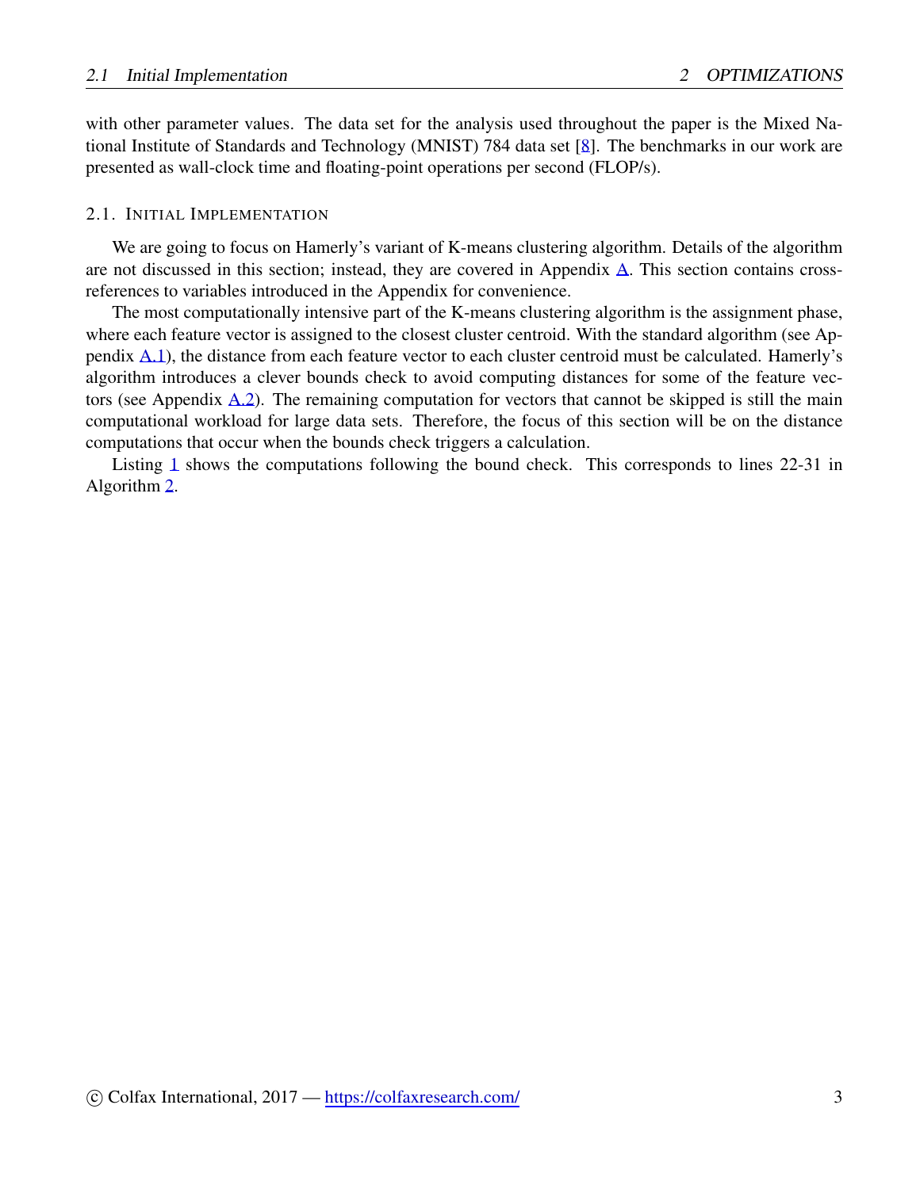with other parameter values. The data set for the analysis used throughout the paper is the Mixed National Institute of Standards and Technology (MNIST) 784 data set [8]. The benchmarks in our work are presented as wall-clock time and floating-point operations per second (FLOP/s).

### 2.1. Initial Implementation

We are going to focus on Hamerly's variant of K-means clustering algorithm. Details of the algorithm are not discussed in this section; instead, they are covered in Appendix A. This section contains cross-references to variables introduced in the Appendix for convenience.

The most computationally intensive part of the K-means clustering algorithm is the assignment phase, where each feature vector is assigned to the closest cluster centroid. With the standard algorithm (see Appendix A.1), the distance from each feature vector to each cluster centroid must be calculated. Hamerly's algorithm introduces a clever bounds check to avoid computing distances for some of the feature vectors (see Appendix A.2). The remaining computation for vectors that cannot be skipped is still the main computational workload for large data sets. Therefore, the focus of this section will be on the distance computations that occur when the bounds check triggers a calculation.

Listing 1 shows the computations following the bound check. This corresponds to lines 22-31 in Algorithm 2.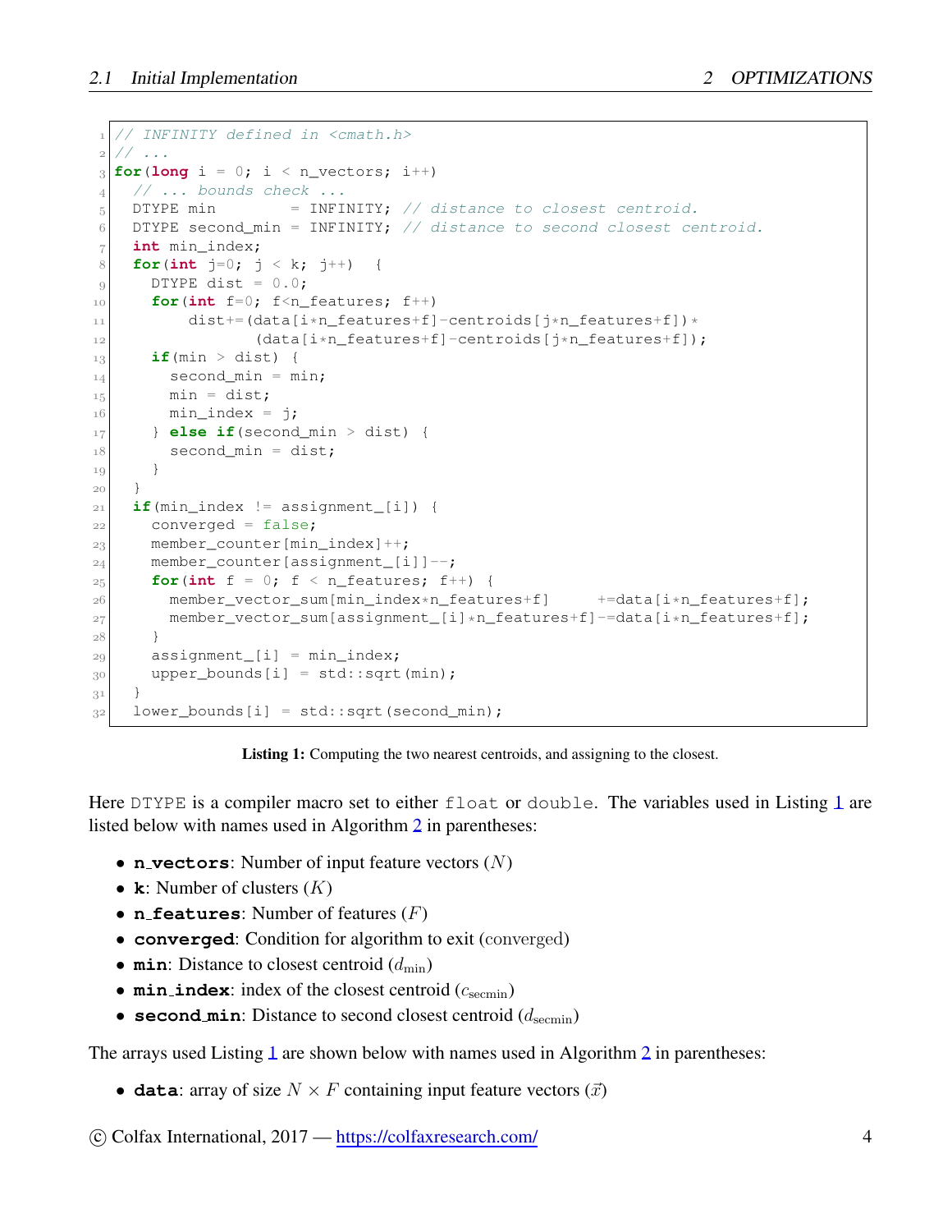```
// INFINITY defined in <cmath.h>
// ...
for(long i = 0; i < n_vectors; i++)
  // ... bounds check ...
  DTYPE min        = INFINITY; // distance to closest centroid.
  DTYPE second_min = INFINITY; // distance to second closest centroid.
  int min_index;
  for(int j=0; j < k; j++)  {
    DTYPE dist = 0.0;
    for(int f=0; f<n_features; f++)
        dist+=(data[i*n_features+f]-centroids[j*n_features+f])*
               (data[i*n_features+f]-centroids[j*n_features+f]);
    if(min > dist) {
      second_min = min;
      min = dist;
      min_index = j;
    } else if(second_min > dist) {
      second_min = dist;
    }
  }
  if(min_index != assignment_[i]) {
    converged = false;
    member_counter[min_index]++;
    member_counter[assignment_[i]]--;
    for(int f = 0; f < n_features; f++) {
      member_vector_sum[min_index*n_features+f]     +=data[i*n_features+f];
      member_vector_sum[assignment_[i]*n_features+f]-=data[i*n_features+f];
    }
    assignment_[i] = min_index;
    upper_bounds[i] = std::sqrt(min);
  }
  lower_bounds[i] = std::sqrt(second_min);
```

**Listing 1:** Computing the two nearest centroids, and assigning to the closest.

Here `DTYPE` is a compiler macro set to either `float` or `double`. The variables used in Listing 1 are listed below with names used in Algorithm 2 in parentheses:

- **`n_vectors`**: Number of input feature vectors ($N$)
- **`k`**: Number of clusters ($K$)
- **`n_features`**: Number of features ($F$)
- **`converged`**: Condition for algorithm to exit (converged)
- **`min`**: Distance to closest centroid ($d_{\text{min}}$)
- **`min_index`**: index of the closest centroid ($c_{\text{secmin}}$)
- **`second_min`**: Distance to second closest centroid ($d_{\text{secmin}}$)

The arrays used Listing 1 are shown below with names used in Algorithm 2 in parentheses:

- **`data`**: array of size $N \times F$ containing input feature vectors ($\vec{x}$)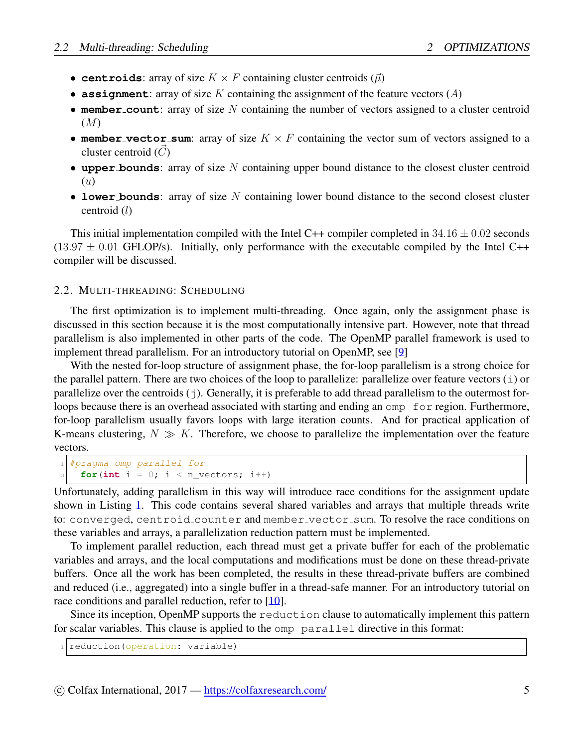- **centroids**: array of size $K \times F$ containing cluster centroids ($\vec{\mu}$)
- **assignment**: array of size $K$ containing the assignment of the feature vectors ($A$)
- **member_count**: array of size $N$ containing the number of vectors assigned to a cluster centroid ($M$)
- **member_vector_sum**: array of size $K \times F$ containing the vector sum of vectors assigned to a cluster centroid ($\vec{C}$)
- **upper_bounds**: array of size $N$ containing upper bound distance to the closest cluster centroid ($u$)
- **lower_bounds**: array of size $N$ containing lower bound distance to the second closest cluster centroid ($l$)

This initial implementation compiled with the Intel C++ compiler completed in $34.16 \pm 0.02$ seconds ($13.97 \pm 0.01$ GFLOP/s). Initially, only performance with the executable compiled by the Intel C++ compiler will be discussed.

## 2.2. Multi-threading: Scheduling

The first optimization is to implement multi-threading. Once again, only the assignment phase is discussed in this section because it is the most computationally intensive part. However, note that thread parallelism is also implemented in other parts of the code. The OpenMP parallel framework is used to implement thread parallelism. For an introductory tutorial on OpenMP, see [9]

With the nested for-loop structure of assignment phase, the for-loop parallelism is a strong choice for the parallel pattern. There are two choices of the loop to parallelize: parallelize over feature vectors (`i`) or parallelize over the centroids (`j`). Generally, it is preferable to add thread parallelism to the outermost for-loops because there is an overhead associated with starting and ending an `omp for` region. Furthermore, for-loop parallelism usually favors loops with large iteration counts. And for practical application of K-means clustering, $N \gg K$. Therefore, we choose to parallelize the implementation over the feature vectors.

```
#pragma omp parallel for
  for(int i = 0; i < n_vectors; i++)
```

Unfortunately, adding parallelism in this way will introduce race conditions for the assignment update shown in Listing 1. This code contains several shared variables and arrays that multiple threads write to: `converged`, `centroid_counter` and `member_vector_sum`. To resolve the race conditions on these variables and arrays, a parallelization reduction pattern must be implemented.

To implement parallel reduction, each thread must get a private buffer for each of the problematic variables and arrays, and the local computations and modifications must be done on these thread-private buffers. Once all the work has been completed, the results in these thread-private buffers are combined and reduced (i.e., aggregated) into a single buffer in a thread-safe manner. For an introductory tutorial on race conditions and parallel reduction, refer to [10].

Since its inception, OpenMP supports the `reduction` clause to automatically implement this pattern for scalar variables. This clause is applied to the `omp parallel` directive in this format:

```
reduction(operation: variable)
```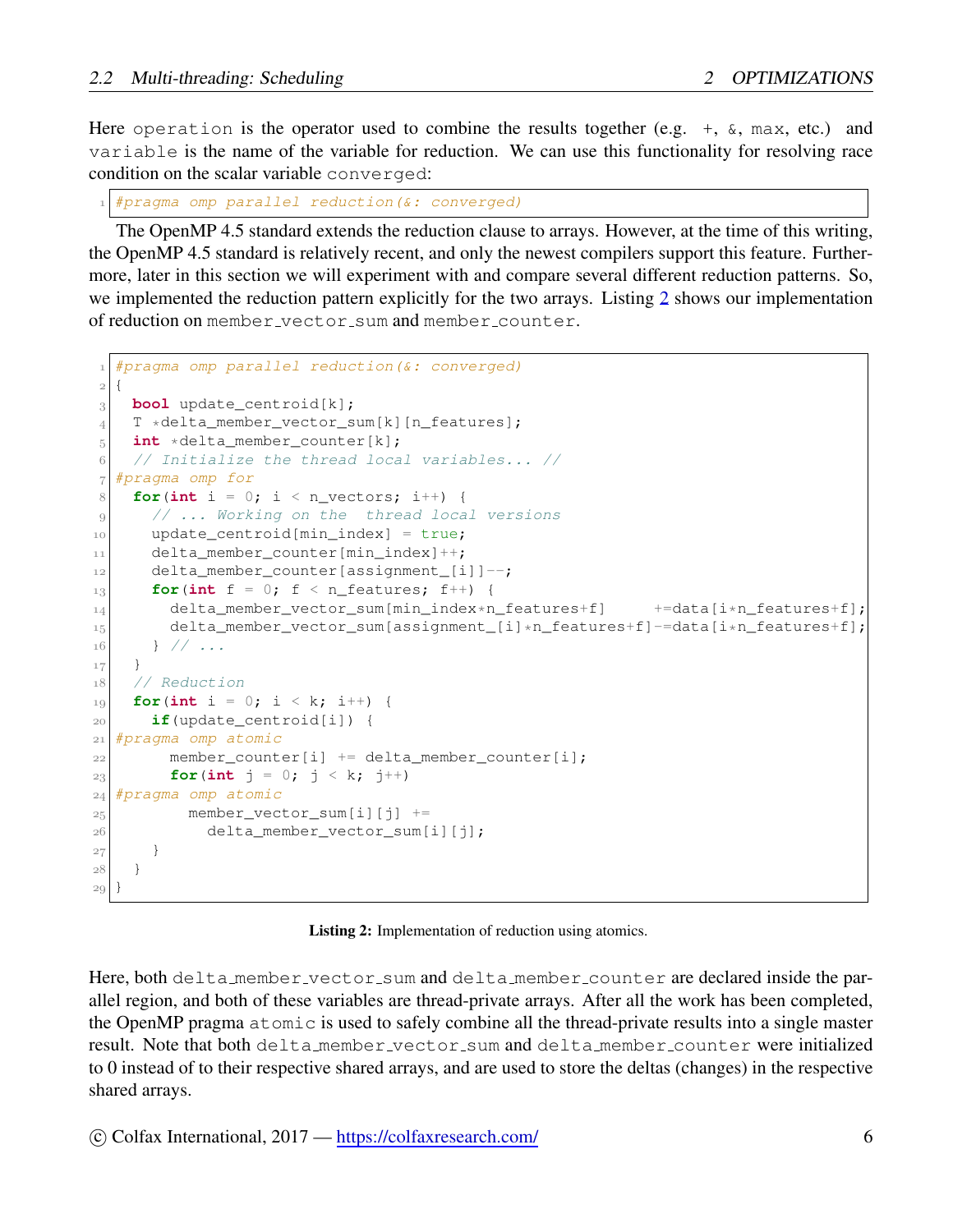Here `operation` is the operator used to combine the results together (e.g. `+`, `&`, `max`, etc.) and `variable` is the name of the variable for reduction. We can use this functionality for resolving race condition on the scalar variable `converged`:

```
#pragma omp parallel reduction(&: converged)
```

The OpenMP 4.5 standard extends the reduction clause to arrays. However, at the time of this writing, the OpenMP 4.5 standard is relatively recent, and only the newest compilers support this feature. Furthermore, later in this section we will experiment with and compare several different reduction patterns. So, we implemented the reduction pattern explicitly for the two arrays. Listing 2 shows our implementation of reduction on `member_vector_sum` and `member_counter`.

```
#pragma omp parallel reduction(&: converged)
{
  bool update_centroid[k];
  T *delta_member_vector_sum[k][n_features];
  int *delta_member_counter[k];
  // Initialize the thread local variables... //
#pragma omp for
  for(int i = 0; i < n_vectors; i++) {
    // ... Working on the  thread local versions
    update_centroid[min_index] = true;
    delta_member_counter[min_index]++;
    delta_member_counter[assignment_[i]]--;
    for(int f = 0; f < n_features; f++) {
      delta_member_vector_sum[min_index*n_features+f]     +=data[i*n_features+f];
      delta_member_vector_sum[assignment_[i]*n_features+f]-=data[i*n_features+f];
    } // ...
  }
  // Reduction
  for(int i = 0; i < k; i++) {
    if(update_centroid[i]) {
#pragma omp atomic
      member_counter[i] += delta_member_counter[i];
      for(int j = 0; j < k; j++)
#pragma omp atomic
        member_vector_sum[i][j] +=
          delta_member_vector_sum[i][j];
    }
  }
}
```

**Listing 2:** Implementation of reduction using atomics.

Here, both `delta_member_vector_sum` and `delta_member_counter` are declared inside the parallel region, and both of these variables are thread-private arrays. After all the work has been completed, the OpenMP pragma `atomic` is used to safely combine all the thread-private results into a single master result. Note that both `delta_member_vector_sum` and `delta_member_counter` were initialized to 0 instead of to their respective shared arrays, and are used to store the deltas (changes) in the respective shared arrays.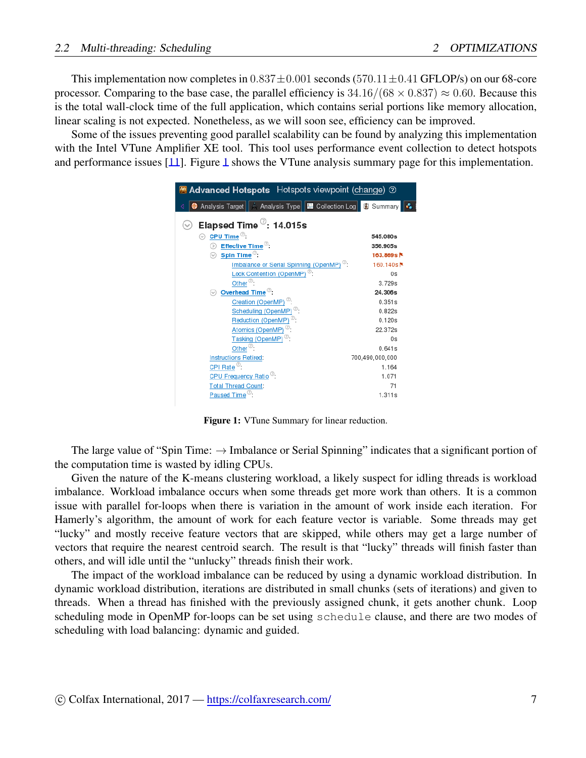This implementation now completes in $0.837 \pm 0.001$ seconds ($570.11 \pm 0.41$ GFLOP/s) on our 68-core processor. Comparing to the base case, the parallel efficiency is $34.16/(68 \times 0.837) \approx 0.60$. Because this is the total wall-clock time of the full application, which contains serial portions like memory allocation, linear scaling is not expected. Nonetheless, as we will soon see, efficiency can be improved.

Some of the issues preventing good parallel scalability can be found by analyzing this implementation with the Intel VTune Amplifier XE tool. This tool uses performance event collection to detect hotspots and performance issues [11]. Figure 1 shows the VTune analysis summary page for this implementation.

Advanced Hotspots — Hotspots viewpoint (change)

Analysis Target | Analysis Type | Collection Log | Summary

**Elapsed Time: 14.015s**

| Metric | Value |
|---|---|
| CPU Time: | 545.080s |
| Effective Time: | 356.905s |
| Spin Time: | 163.869s |
| Imbalance or Serial Spinning (OpenMP): | 160.140s |
| Lock Contention (OpenMP): | 0s |
| Other: | 3.729s |
| Overhead Time: | 24.306s |
| Creation (OpenMP): | 0.351s |
| Scheduling (OpenMP): | 0.822s |
| Reduction (OpenMP): | 0.120s |
| Atomics (OpenMP): | 22.372s |
| Tasking (OpenMP): | 0s |
| Other: | 0.641s |
| Instructions Retired: | 700,490,000,000 |
| CPI Rate: | 1.164 |
| CPU Frequency Ratio: | 1.071 |
| Total Thread Count: | 71 |
| Paused Time: | 1.311s |

**Figure 1:** VTune Summary for linear reduction.

The large value of "Spin Time: → Imbalance or Serial Spinning" indicates that a significant portion of the computation time is wasted by idling CPUs.

Given the nature of the K-means clustering workload, a likely suspect for idling threads is workload imbalance. Workload imbalance occurs when some threads get more work than others. It is a common issue with parallel for-loops when there is variation in the amount of work inside each iteration. For Hamerly's algorithm, the amount of work for each feature vector is variable. Some threads may get "lucky" and mostly receive feature vectors that are skipped, while others may get a large number of vectors that require the nearest centroid search. The result is that "lucky" threads will finish faster than others, and will idle until the "unlucky" threads finish their work.

The impact of the workload imbalance can be reduced by using a dynamic workload distribution. In dynamic workload distribution, iterations are distributed in small chunks (sets of iterations) and given to threads. When a thread has finished with the previously assigned chunk, it gets another chunk. Loop scheduling mode in OpenMP for-loops can be set using `schedule` clause, and there are two modes of scheduling with load balancing: dynamic and guided.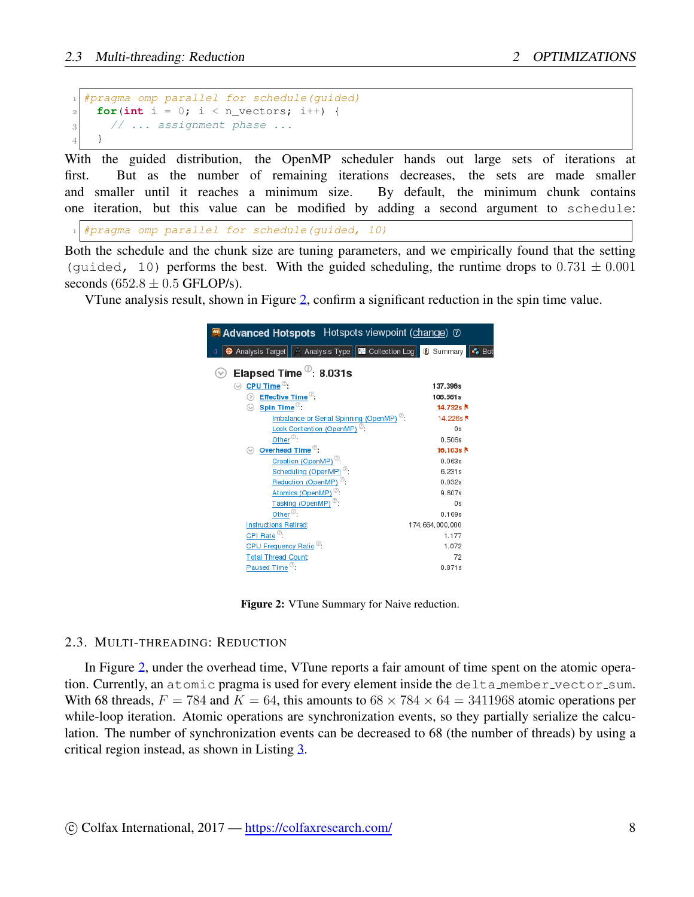```
#pragma omp parallel for schedule(guided)
  for(int i = 0; i < n_vectors; i++) {
    // ... assignment phase ...
  }
```

With the guided distribution, the OpenMP scheduler hands out large sets of iterations at first. But as the number of remaining iterations decreases, the sets are made smaller and smaller until it reaches a minimum size. By default, the minimum chunk contains one iteration, but this value can be modified by adding a second argument to `schedule`:

```
#pragma omp parallel for schedule(guided, 10)
```

Both the schedule and the chunk size are tuning parameters, and we empirically found that the setting `(guided, 10)` performs the best. With the guided scheduling, the runtime drops to $0.731 \pm 0.001$ seconds ($652.8 \pm 0.5$ GFLOP/s).

VTune analysis result, shown in Figure 2, confirm a significant reduction in the spin time value.

**Advanced Hotspots** Hotspots viewpoint (change)

Analysis Target | Analysis Type | Collection Log | Summary | Bot

**Elapsed Time: 8.031s**

| Metric | Value |
|---|---|
| CPU Time: | 137.396s |
| Effective Time: | 106.561s |
| Spin Time: | 14.732s |
| Imbalance or Serial Spinning (OpenMP): | 14.226s |
| Lock Contention (OpenMP): | 0s |
| Other: | 0.506s |
| Overhead Time: | 16.103s |
| Creation (OpenMP): | 0.063s |
| Scheduling (OpenMP): | 6.231s |
| Reduction (OpenMP): | 0.032s |
| Atomics (OpenMP): | 9.607s |
| Tasking (OpenMP): | 0s |
| Other: | 0.169s |
| Instructions Retired: | 174,664,000,000 |
| CPI Rate: | 1.177 |
| CPU Frequency Ratio: | 1.072 |
| Total Thread Count: | 72 |
| Paused Time: | 0.871s |

**Figure 2:** VTune Summary for Naive reduction.

### 2.3. Multi-threading: Reduction

In Figure 2, under the overhead time, VTune reports a fair amount of time spent on the atomic operation. Currently, an `atomic` pragma is used for every element inside the `delta_member_vector_sum`. With 68 threads, $F = 784$ and $K = 64$, this amounts to $68 \times 784 \times 64 = 3411968$ atomic operations per while-loop iteration. Atomic operations are synchronization events, so they partially serialize the calculation. The number of synchronization events can be decreased to 68 (the number of threads) by using a critical region instead, as shown in Listing 3.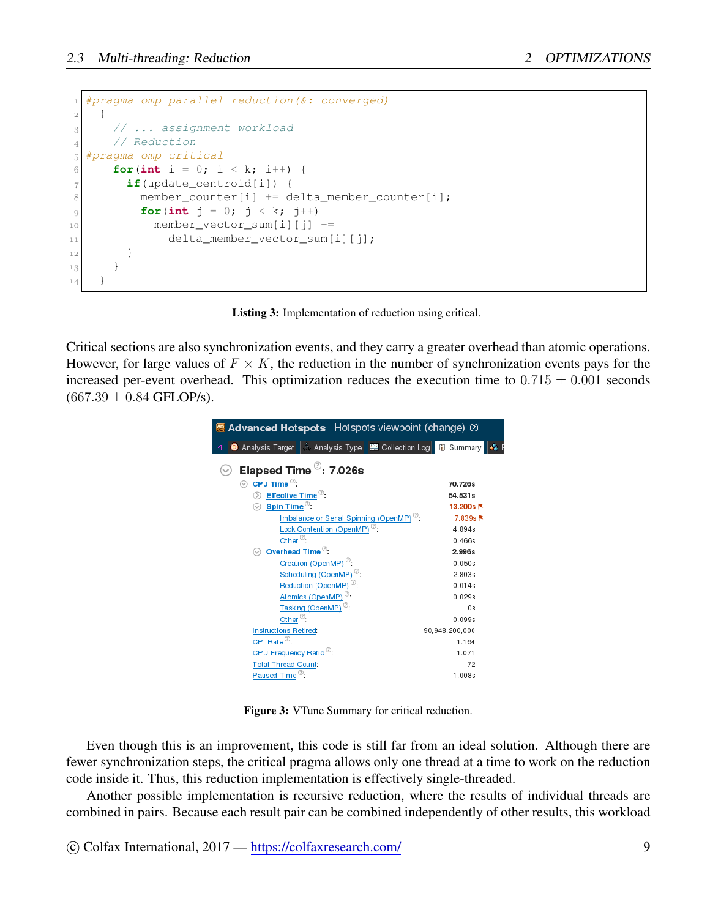```
#pragma omp parallel reduction(&: converged)
  {
    // ... assignment workload
    // Reduction
#pragma omp critical
    for(int i = 0; i < k; i++) {
      if(update_centroid[i]) {
        member_counter[i] += delta_member_counter[i];
        for(int j = 0; j < k; j++)
          member_vector_sum[i][j] +=
            delta_member_vector_sum[i][j];
      }
    }
  }
```

**Listing 3:** Implementation of reduction using critical.

Critical sections are also synchronization events, and they carry a greater overhead than atomic operations. However, for large values of $F \times K$, the reduction in the number of synchronization events pays for the increased per-event overhead. This optimization reduces the execution time to $0.715 \pm 0.001$ seconds ($667.39 \pm 0.84$ GFLOP/s).

**Advanced Hotspots** Hotspots viewpoint (change)

Analysis Target | Analysis Type | Collection Log | Summary

**Elapsed Time: 7.026s**

| Metric | Value |
|---|---|
| CPU Time: | 70.726s |
| Effective Time: | 54.531s |
| Spin Time: | 13.200s |
| Imbalance or Serial Spinning (OpenMP): | 7.839s |
| Lock Contention (OpenMP): | 4.894s |
| Other: | 0.466s |
| Overhead Time: | 2.996s |
| Creation (OpenMP): | 0.050s |
| Scheduling (OpenMP): | 2.803s |
| Reduction (OpenMP): | 0.014s |
| Atomics (OpenMP): | 0.029s |
| Tasking (OpenMP): | 0s |
| Other: | 0.099s |
| Instructions Retired: | 90,948,200,000 |
| CPI Rate: | 1.164 |
| CPU Frequency Ratio: | 1.071 |
| Total Thread Count: | 72 |
| Paused Time: | 1.008s |

**Figure 3:** VTune Summary for critical reduction.

Even though this is an improvement, this code is still far from an ideal solution. Although there are fewer synchronization steps, the critical pragma allows only one thread at a time to work on the reduction code inside it. Thus, this reduction implementation is effectively single-threaded.

Another possible implementation is recursive reduction, where the results of individual threads are combined in pairs. Because each result pair can be combined independently of other results, this workload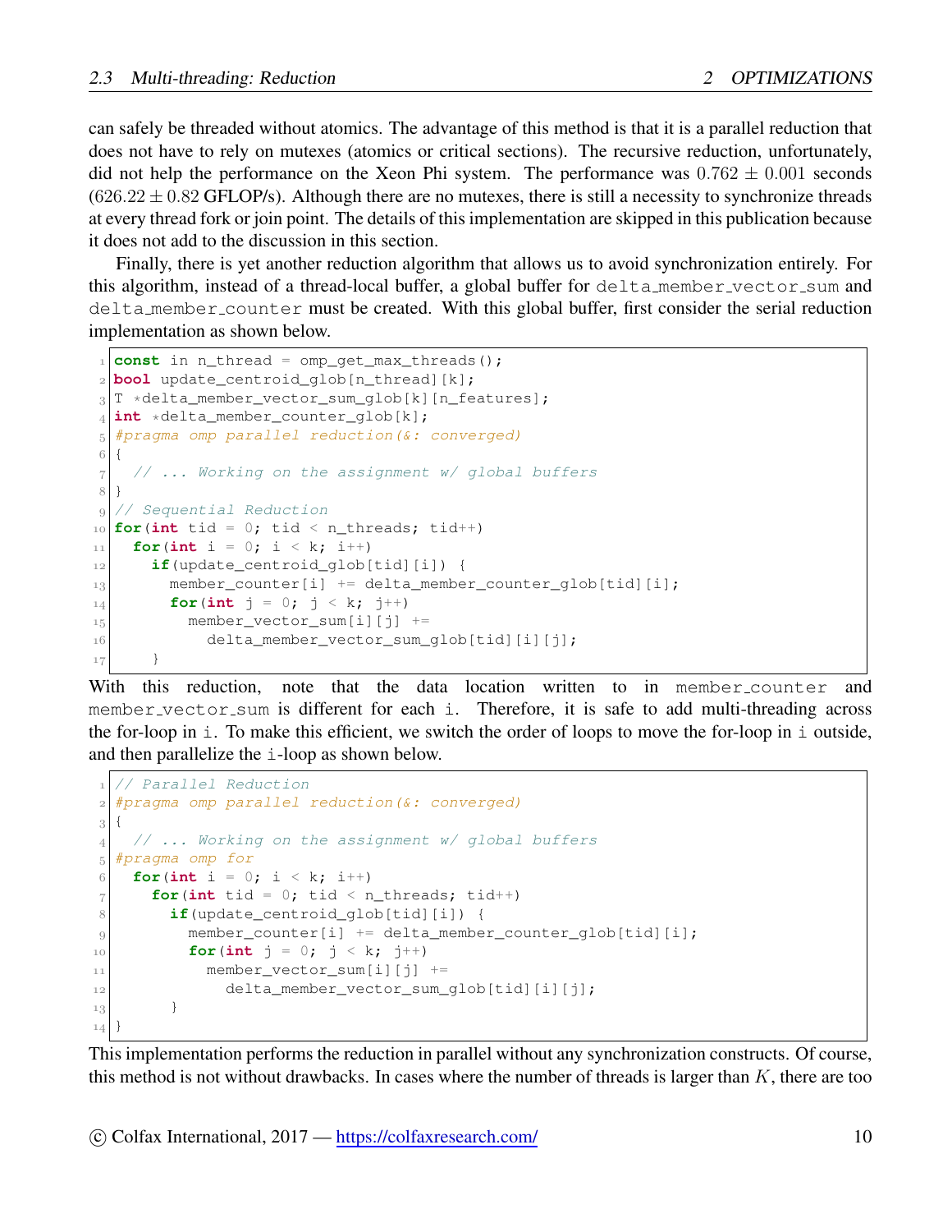can safely be threaded without atomics. The advantage of this method is that it is a parallel reduction that does not have to rely on mutexes (atomics or critical sections). The recursive reduction, unfortunately, did not help the performance on the Xeon Phi system. The performance was $0.762 \pm 0.001$ seconds ($626.22 \pm 0.82$ GFLOP/s). Although there are no mutexes, there is still a necessity to synchronize threads at every thread fork or join point. The details of this implementation are skipped in this publication because it does not add to the discussion in this section.

Finally, there is yet another reduction algorithm that allows us to avoid synchronization entirely. For this algorithm, instead of a thread-local buffer, a global buffer for `delta_member_vector_sum` and `delta_member_counter` must be created. With this global buffer, first consider the serial reduction implementation as shown below.

```
const in n_thread = omp_get_max_threads();
bool update_centroid_glob[n_thread][k];
T *delta_member_vector_sum_glob[k][n_features];
int *delta_member_counter_glob[k];
#pragma omp parallel reduction(&: converged)
{
  // ... Working on the assignment w/ global buffers
}
// Sequential Reduction
for(int tid = 0; tid < n_threads; tid++)
  for(int i = 0; i < k; i++)
    if(update_centroid_glob[tid][i]) {
      member_counter[i] += delta_member_counter_glob[tid][i];
      for(int j = 0; j < k; j++)
        member_vector_sum[i][j] +=
          delta_member_vector_sum_glob[tid][i][j];
    }
```

With this reduction, note that the data location written to in `member_counter` and `member_vector_sum` is different for each `i`. Therefore, it is safe to add multi-threading across the for-loop in `i`. To make this efficient, we switch the order of loops to move the for-loop in `i` outside, and then parallelize the `i`-loop as shown below.

```
// Parallel Reduction
#pragma omp parallel reduction(&: converged)
{
  // ... Working on the assignment w/ global buffers
#pragma omp for
  for(int i = 0; i < k; i++)
    for(int tid = 0; tid < n_threads; tid++)
      if(update_centroid_glob[tid][i]) {
        member_counter[i] += delta_member_counter_glob[tid][i];
        for(int j = 0; j < k; j++)
          member_vector_sum[i][j] +=
            delta_member_vector_sum_glob[tid][i][j];
      }
}
```

This implementation performs the reduction in parallel without any synchronization constructs. Of course, this method is not without drawbacks. In cases where the number of threads is larger than $K$, there are too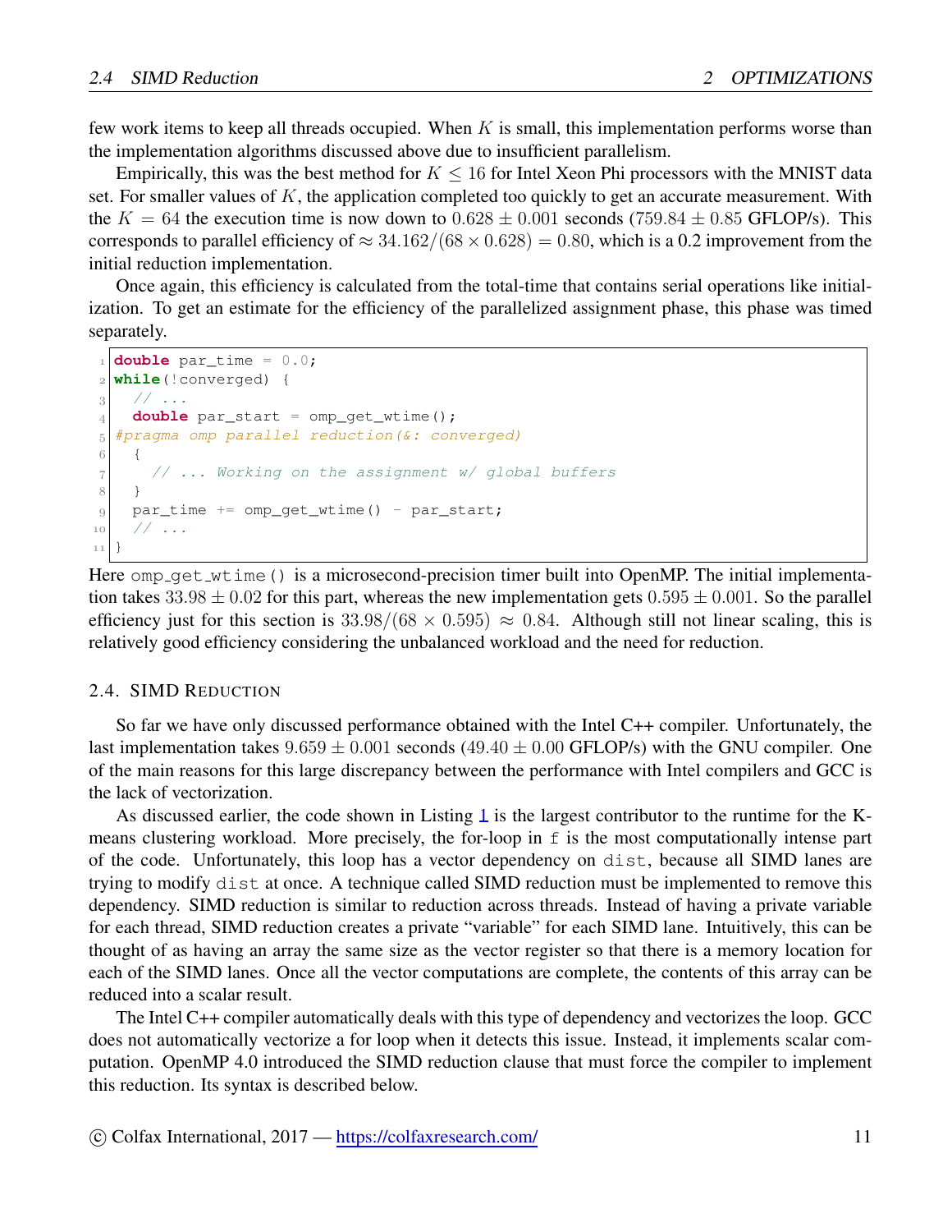few work items to keep all threads occupied. When $K$ is small, this implementation performs worse than the implementation algorithms discussed above due to insufficient parallelism.

Empirically, this was the best method for $K \leq 16$ for Intel Xeon Phi processors with the MNIST data set. For smaller values of $K$, the application completed too quickly to get an accurate measurement. With the $K = 64$ the execution time is now down to $0.628 \pm 0.001$ seconds ($759.84 \pm 0.85$ GFLOP/s). This corresponds to parallel efficiency of $\approx 34.162/(68 \times 0.628) = 0.80$, which is a 0.2 improvement from the initial reduction implementation.

Once again, this efficiency is calculated from the total-time that contains serial operations like initialization. To get an estimate for the efficiency of the parallelized assignment phase, this phase was timed separately.

```
double par_time = 0.0;
while(!converged) {
  // ...
  double par_start = omp_get_wtime();
#pragma omp parallel reduction(&: converged)
  {
    // ... Working on the assignment w/ global buffers
  }
  par_time += omp_get_wtime() - par_start;
  // ...
}
```

Here `omp_get_wtime()` is a microsecond-precision timer built into OpenMP. The initial implementation takes $33.98 \pm 0.02$ for this part, whereas the new implementation gets $0.595 \pm 0.001$. So the parallel efficiency just for this section is $33.98/(68 \times 0.595) \approx 0.84$. Although still not linear scaling, this is relatively good efficiency considering the unbalanced workload and the need for reduction.

### 2.4. SIMD Reduction

So far we have only discussed performance obtained with the Intel C++ compiler. Unfortunately, the last implementation takes $9.659 \pm 0.001$ seconds ($49.40 \pm 0.00$ GFLOP/s) with the GNU compiler. One of the main reasons for this large discrepancy between the performance with Intel compilers and GCC is the lack of vectorization.

As discussed earlier, the code shown in Listing 1 is the largest contributor to the runtime for the K-means clustering workload. More precisely, the for-loop in `f` is the most computationally intense part of the code. Unfortunately, this loop has a vector dependency on `dist`, because all SIMD lanes are trying to modify `dist` at once. A technique called SIMD reduction must be implemented to remove this dependency. SIMD reduction is similar to reduction across threads. Instead of having a private variable for each thread, SIMD reduction creates a private "variable" for each SIMD lane. Intuitively, this can be thought of as having an array the same size as the vector register so that there is a memory location for each of the SIMD lanes. Once all the vector computations are complete, the contents of this array can be reduced into a scalar result.

The Intel C++ compiler automatically deals with this type of dependency and vectorizes the loop. GCC does not automatically vectorize a for loop when it detects this issue. Instead, it implements scalar computation. OpenMP 4.0 introduced the SIMD reduction clause that must force the compiler to implement this reduction. Its syntax is described below.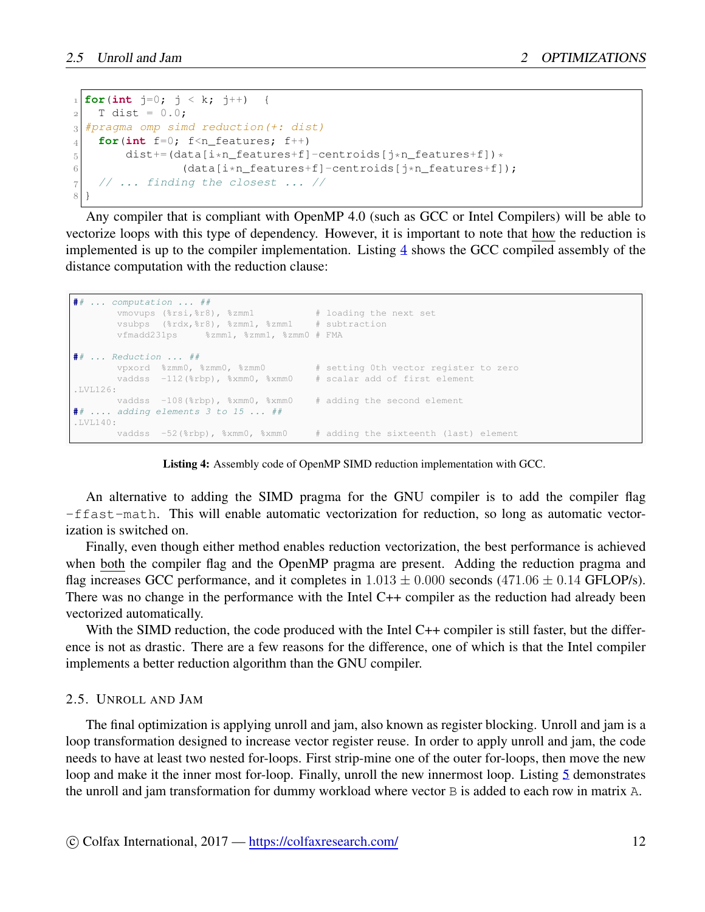```
for(int j=0; j < k; j++)  {
  T dist = 0.0;
#pragma omp simd reduction(+: dist)
  for(int f=0; f<n_features; f++)
      dist+=(data[i*n_features+f]-centroids[j*n_features+f])*
            (data[i*n_features+f]-centroids[j*n_features+f]);
  // ... finding the closest ... //
}
```

Any compiler that is compliant with OpenMP 4.0 (such as GCC or Intel Compilers) will be able to vectorize loops with this type of dependency. However, it is important to note that how the reduction is implemented is up to the compiler implementation. Listing 4 shows the GCC compiled assembly of the distance computation with the reduction clause:

```
## ... computation ... ##
       vmovups (%rsi,%r8), %zmm1           # loading the next set
       vsubps  (%rdx,%r8), %zmm1, %zmm1    # subtraction
       vfmadd231ps     %zmm1, %zmm1, %zmm0 # FMA

## ... Reduction ... ##
       vpxord  %zmm0, %zmm0, %zmm0         # setting 0th vector register to zero
       vaddss  -112(%rbp), %xmm0, %xmm0    # scalar add of first element
.LVL126:
       vaddss  -108(%rbp), %xmm0, %xmm0    # adding the second element
## .... adding elements 3 to 15 ... ##
.LVL140:
       vaddss  -52(%rbp), %xmm0, %xmm0     # adding the sixteenth (last) element
```

**Listing 4:** Assembly code of OpenMP SIMD reduction implementation with GCC.

An alternative to adding the SIMD pragma for the GNU compiler is to add the compiler flag `-ffast-math`. This will enable automatic vectorization for reduction, so long as automatic vectorization is switched on.

Finally, even though either method enables reduction vectorization, the best performance is achieved when both the compiler flag and the OpenMP pragma are present. Adding the reduction pragma and flag increases GCC performance, and it completes in $1.013 \pm 0.000$ seconds ($471.06 \pm 0.14$ GFLOP/s). There was no change in the performance with the Intel C++ compiler as the reduction had already been vectorized automatically.

With the SIMD reduction, the code produced with the Intel C++ compiler is still faster, but the difference is not as drastic. There are a few reasons for the difference, one of which is that the Intel compiler implements a better reduction algorithm than the GNU compiler.

## 2.5. Unroll and Jam

The final optimization is applying unroll and jam, also known as register blocking. Unroll and jam is a loop transformation designed to increase vector register reuse. In order to apply unroll and jam, the code needs to have at least two nested for-loops. First strip-mine one of the outer for-loops, then move the new loop and make it the inner most for-loop. Finally, unroll the new innermost loop. Listing 5 demonstrates the unroll and jam transformation for dummy workload where vector `B` is added to each row in matrix `A`.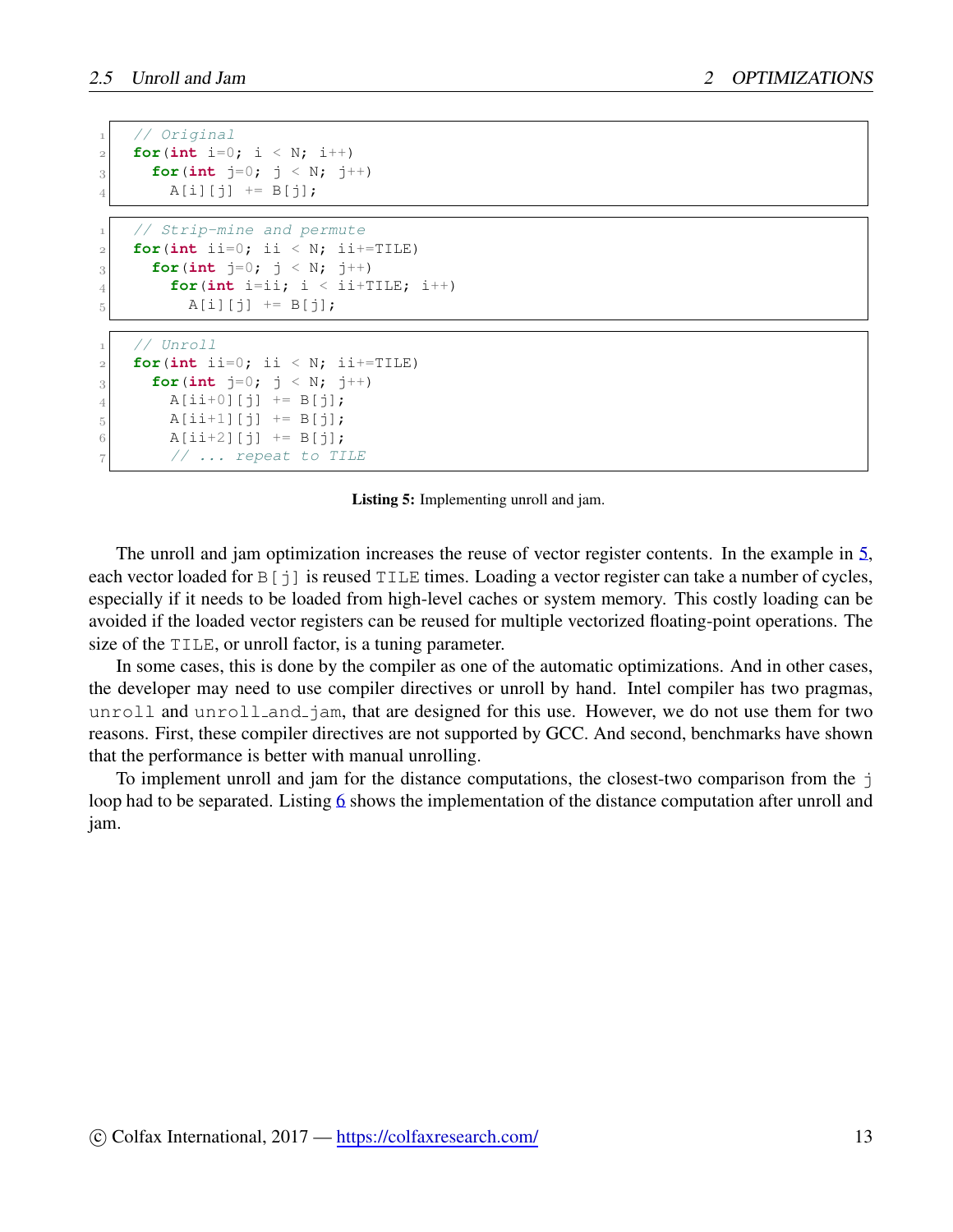```c
// Original
for(int i=0; i < N; i++)
  for(int j=0; j < N; j++)
    A[i][j] += B[j];
```

```c
// Strip-mine and permute
for(int ii=0; ii < N; ii+=TILE)
  for(int j=0; j < N; j++)
    for(int i=ii; i < ii+TILE; i++)
      A[i][j] += B[j];
```

```c
// Unroll
for(int ii=0; ii < N; ii+=TILE)
  for(int j=0; j < N; j++)
    A[ii+0][j] += B[j];
    A[ii+1][j] += B[j];
    A[ii+2][j] += B[j];
    // ... repeat to TILE
```

**Listing 5:** Implementing unroll and jam.

The unroll and jam optimization increases the reuse of vector register contents. In the example in 5, each vector loaded for `B[j]` is reused `TILE` times. Loading a vector register can take a number of cycles, especially if it needs to be loaded from high-level caches or system memory. This costly loading can be avoided if the loaded vector registers can be reused for multiple vectorized floating-point operations. The size of the `TILE`, or unroll factor, is a tuning parameter.

In some cases, this is done by the compiler as one of the automatic optimizations. And in other cases, the developer may need to use compiler directives or unroll by hand. Intel compiler has two pragmas, `unroll` and `unroll_and_jam`, that are designed for this use. However, we do not use them for two reasons. First, these compiler directives are not supported by GCC. And second, benchmarks have shown that the performance is better with manual unrolling.

To implement unroll and jam for the distance computations, the closest-two comparison from the `j` loop had to be separated. Listing 6 shows the implementation of the distance computation after unroll and jam.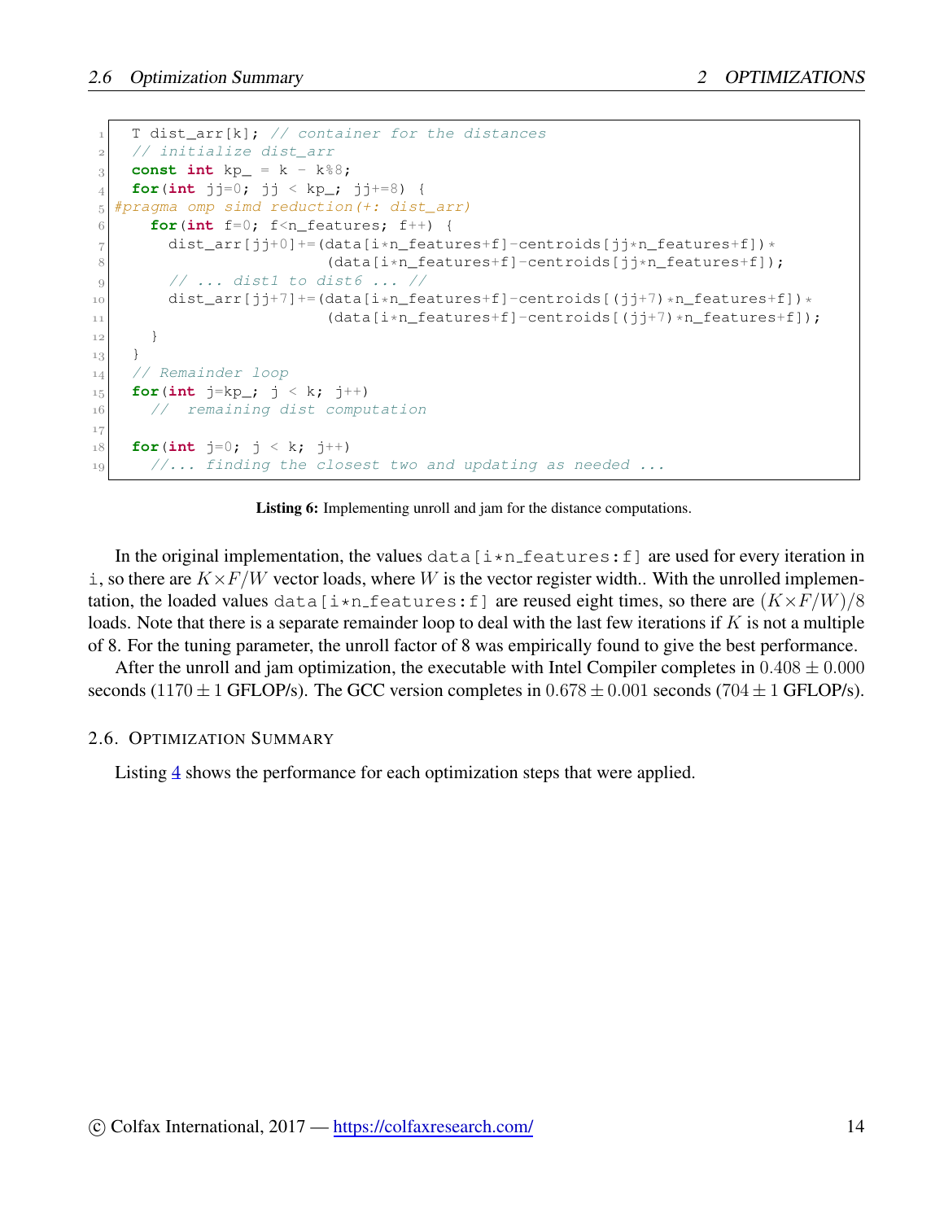```
T dist_arr[k]; // container for the distances
// initialize dist_arr
const int kp_ = k - k%8;
for(int jj=0; jj < kp_; jj+=8) {
#pragma omp simd reduction(+: dist_arr)
  for(int f=0; f<n_features; f++) {
    dist_arr[jj+0]+=(data[i*n_features+f]-centroids[jj*n_features+f])*
                    (data[i*n_features+f]-centroids[jj*n_features+f]);
    // ... dist1 to dist6 ... //
    dist_arr[jj+7]+=(data[i*n_features+f]-centroids[(jj+7)*n_features+f])*
                    (data[i*n_features+f]-centroids[(jj+7)*n_features+f]);
  }
}
// Remainder loop
for(int j=kp_; j < k; j++)
  //  remaining dist computation

for(int j=0; j < k; j++)
  //... finding the closest two and updating as needed ...
```

**Listing 6:** Implementing unroll and jam for the distance computations.

In the original implementation, the values `data[i*n_features:f]` are used for every iteration in `i`, so there are $K \times F/W$ vector loads, where $W$ is the vector register width.. With the unrolled implementation, the loaded values `data[i*n_features:f]` are reused eight times, so there are $(K \times F/W)/8$ loads. Note that there is a separate remainder loop to deal with the last few iterations if $K$ is not a multiple of 8. For the tuning parameter, the unroll factor of 8 was empirically found to give the best performance.

After the unroll and jam optimization, the executable with Intel Compiler completes in $0.408 \pm 0.000$ seconds ($1170 \pm 1$ GFLOP/s). The GCC version completes in $0.678 \pm 0.001$ seconds ($704 \pm 1$ GFLOP/s).

### 2.6. Optimization Summary

Listing 4 shows the performance for each optimization steps that were applied.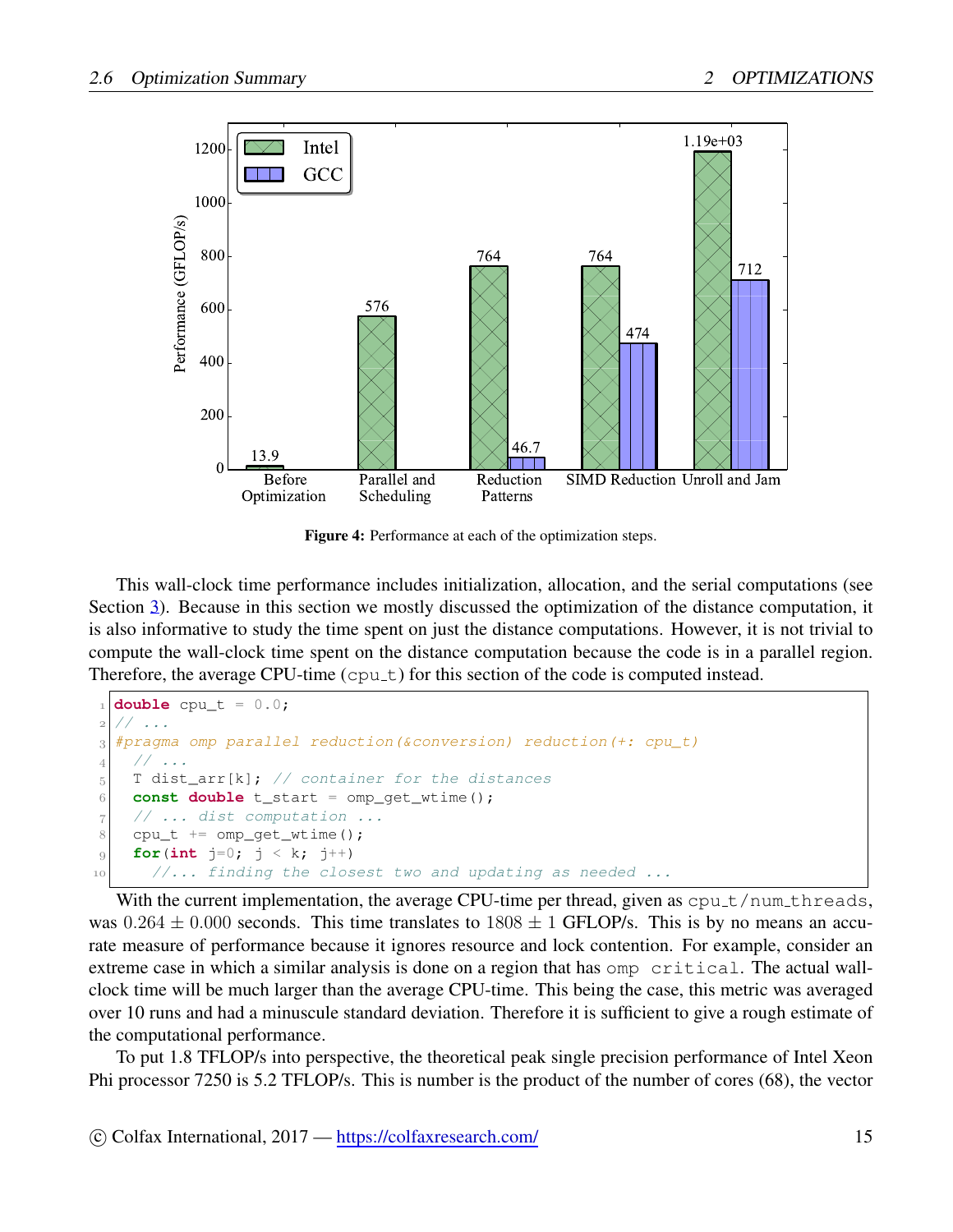Figure 4: Performance at each of the optimization steps.

This wall-clock time performance includes initialization, allocation, and the serial computations (see Section 3). Because in this section we mostly discussed the optimization of the distance computation, it is also informative to study the time spent on just the distance computations. However, it is not trivial to compute the wall-clock time spent on the distance computation because the code is in a parallel region. Therefore, the average CPU-time (`cpu_t`) for this section of the code is computed instead.

```
double cpu_t = 0.0;
// ...
#pragma omp parallel reduction(&conversion) reduction(+: cpu_t)
  // ...
  T dist_arr[k]; // container for the distances
  const double t_start = omp_get_wtime();
  // ... dist computation ...
  cpu_t += omp_get_wtime();
  for(int j=0; j < k; j++)
    //... finding the closest two and updating as needed ...
```

With the current implementation, the average CPU-time per thread, given as `cpu_t/num_threads`, was $0.264 \pm 0.000$ seconds. This time translates to $1808 \pm 1$ GFLOP/s. This is by no means an accurate measure of performance because it ignores resource and lock contention. For example, consider an extreme case in which a similar analysis is done on a region that has `omp critical`. The actual wall-clock time will be much larger than the average CPU-time. This being the case, this metric was averaged over 10 runs and had a minuscule standard deviation. Therefore it is sufficient to give a rough estimate of the computational performance.

To put 1.8 TFLOP/s into perspective, the theoretical peak single precision performance of Intel Xeon Phi processor 7250 is 5.2 TFLOP/s. This is number is the product of the number of cores (68), the vector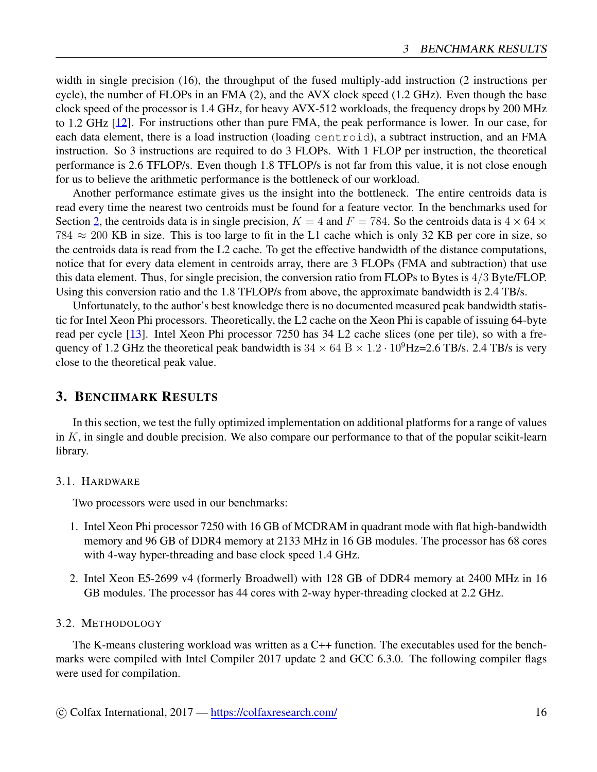width in single precision (16), the throughput of the fused multiply-add instruction (2 instructions per cycle), the number of FLOPs in an FMA (2), and the AVX clock speed (1.2 GHz). Even though the base clock speed of the processor is 1.4 GHz, for heavy AVX-512 workloads, the frequency drops by 200 MHz to 1.2 GHz [12]. For instructions other than pure FMA, the peak performance is lower. In our case, for each data element, there is a load instruction (loading `centroid`), a subtract instruction, and an FMA instruction. So 3 instructions are required to do 3 FLOPs. With 1 FLOP per instruction, the theoretical performance is 2.6 TFLOP/s. Even though 1.8 TFLOP/s is not far from this value, it is not close enough for us to believe the arithmetic performance is the bottleneck of our workload.

Another performance estimate gives us the insight into the bottleneck. The entire centroids data is read every time the nearest two centroids must be found for a feature vector. In the benchmarks used for Section 2, the centroids data is in single precision, $K = 4$ and $F = 784$. So the centroids data is $4 \times 64 \times 784 \approx 200$ KB in size. This is too large to fit in the L1 cache which is only 32 KB per core in size, so the centroids data is read from the L2 cache. To get the effective bandwidth of the distance computations, notice that for every data element in centroids array, there are 3 FLOPs (FMA and subtraction) that use this data element. Thus, for single precision, the conversion ratio from FLOPs to Bytes is $4/3$ Byte/FLOP. Using this conversion ratio and the 1.8 TFLOP/s from above, the approximate bandwidth is 2.4 TB/s.

Unfortunately, to the author's best knowledge there is no documented measured peak bandwidth statistic for Intel Xeon Phi processors. Theoretically, the L2 cache on the Xeon Phi is capable of issuing 64-byte read per cycle [13]. Intel Xeon Phi processor 7250 has 34 L2 cache slices (one per tile), so with a frequency of 1.2 GHz the theoretical peak bandwidth is $34 \times 64\ \text{B} \times 1.2 \cdot 10^9$Hz=2.6 TB/s. 2.4 TB/s is very close to the theoretical peak value.

# 3. Benchmark Results

In this section, we test the fully optimized implementation on additional platforms for a range of values in $K$, in single and double precision. We also compare our performance to that of the popular scikit-learn library.

## 3.1. Hardware

Two processors were used in our benchmarks:

1. Intel Xeon Phi processor 7250 with 16 GB of MCDRAM in quadrant mode with flat high-bandwidth memory and 96 GB of DDR4 memory at 2133 MHz in 16 GB modules. The processor has 68 cores with 4-way hyper-threading and base clock speed 1.4 GHz.

2. Intel Xeon E5-2699 v4 (formerly Broadwell) with 128 GB of DDR4 memory at 2400 MHz in 16 GB modules. The processor has 44 cores with 2-way hyper-threading clocked at 2.2 GHz.

## 3.2. Methodology

The K-means clustering workload was written as a C++ function. The executables used for the benchmarks were compiled with Intel Compiler 2017 update 2 and GCC 6.3.0. The following compiler flags were used for compilation.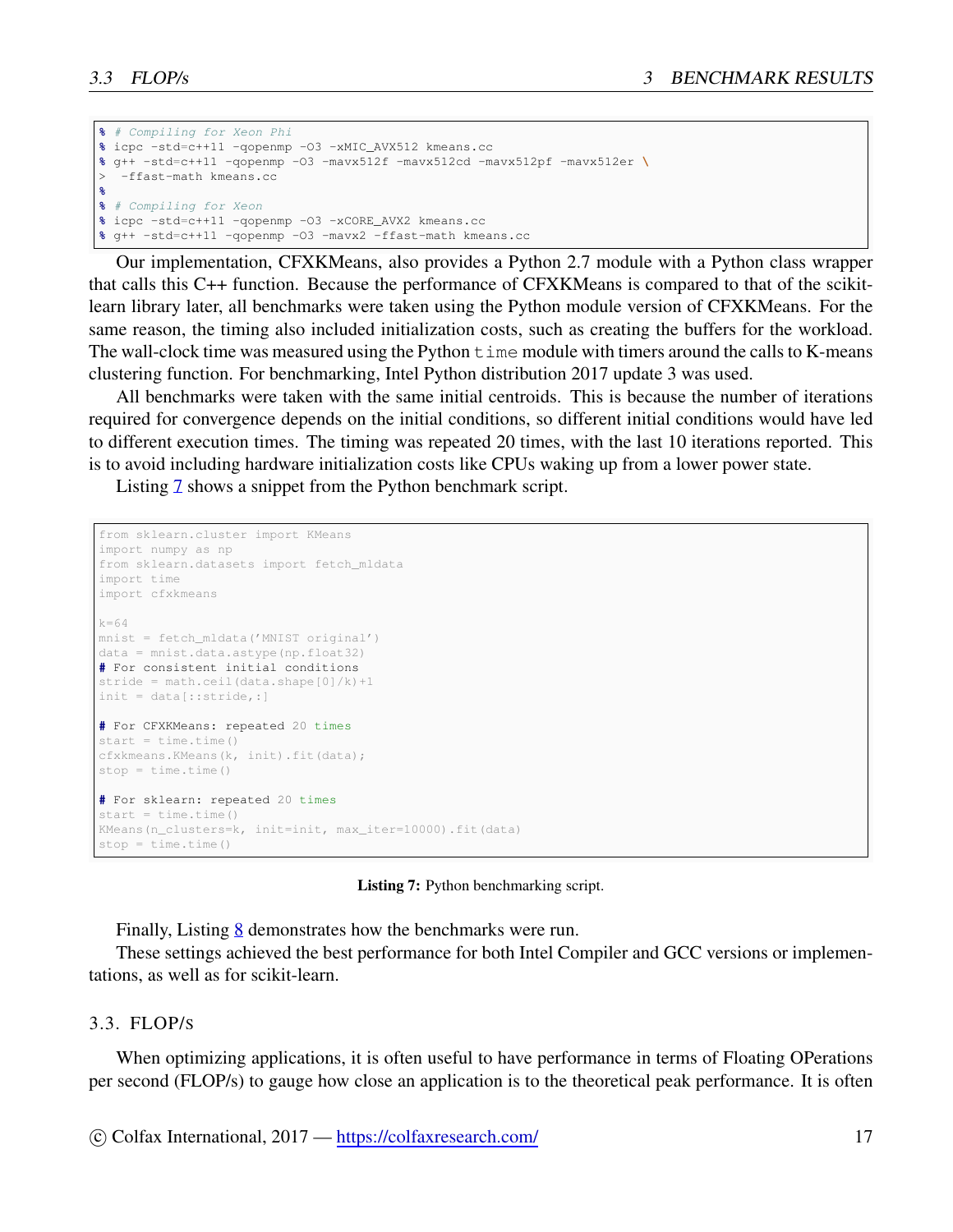```
% # Compiling for Xeon Phi
% icpc -std=c++11 -qopenmp -O3 -xMIC_AVX512 kmeans.cc
% g++ -std=c++11 -qopenmp -O3 -mavx512f -mavx512cd -mavx512pf -mavx512er \
>  -ffast-math kmeans.cc
%
% # Compiling for Xeon
% icpc -std=c++11 -qopenmp -O3 -xCORE_AVX2 kmeans.cc
% g++ -std=c++11 -qopenmp -O3 -mavx2 -ffast-math kmeans.cc
```

Our implementation, CFXKMeans, also provides a Python 2.7 module with a Python class wrapper that calls this C++ function. Because the performance of CFXKMeans is compared to that of the scikit-learn library later, all benchmarks were taken using the Python module version of CFXKMeans. For the same reason, the timing also included initialization costs, such as creating the buffers for the workload. The wall-clock time was measured using the Python `time` module with timers around the calls to K-means clustering function. For benchmarking, Intel Python distribution 2017 update 3 was used.

All benchmarks were taken with the same initial centroids. This is because the number of iterations required for convergence depends on the initial conditions, so different initial conditions would have led to different execution times. The timing was repeated 20 times, with the last 10 iterations reported. This is to avoid including hardware initialization costs like CPUs waking up from a lower power state.

Listing 7 shows a snippet from the Python benchmark script.

```
from sklearn.cluster import KMeans
import numpy as np
from sklearn.datasets import fetch_mldata
import time
import cfxkmeans

k=64
mnist = fetch_mldata('MNIST original')
data = mnist.data.astype(np.float32)
# For consistent initial conditions
stride = math.ceil(data.shape[0]/k)+1
init = data[::stride,:]

# For CFXKMeans: repeated 20 times
start = time.time()
cfxkmeans.KMeans(k, init).fit(data);
stop = time.time()

# For sklearn: repeated 20 times
start = time.time()
KMeans(n_clusters=k, init=init, max_iter=10000).fit(data)
stop = time.time()
```

**Listing 7:** Python benchmarking script.

Finally, Listing 8 demonstrates how the benchmarks were run.

These settings achieved the best performance for both Intel Compiler and GCC versions or implementations, as well as for scikit-learn.

### 3.3. FLOP/s

When optimizing applications, it is often useful to have performance in terms of Floating OPerations per second (FLOP/s) to gauge how close an application is to the theoretical peak performance. It is often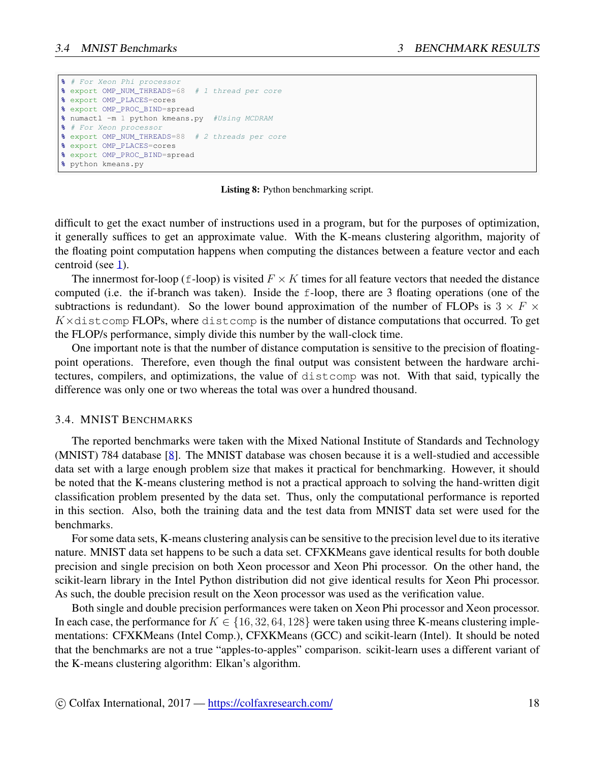```
% # For Xeon Phi processor
% export OMP_NUM_THREADS=68  # 1 thread per core
% export OMP_PLACES=cores
% export OMP_PROC_BIND=spread
% numactl -m 1 python kmeans.py  #Using MCDRAM
% # For Xeon processor
% export OMP_NUM_THREADS=88  # 2 threads per core
% export OMP_PLACES=cores
% export OMP_PROC_BIND=spread
% python kmeans.py
```

**Listing 8:** Python benchmarking script.

difficult to get the exact number of instructions used in a program, but for the purposes of optimization, it generally suffices to get an approximate value. With the K-means clustering algorithm, majority of the floating point computation happens when computing the distances between a feature vector and each centroid (see 1).

The innermost for-loop (`f`-loop) is visited $F \times K$ times for all feature vectors that needed the distance computed (i.e. the if-branch was taken). Inside the `f`-loop, there are 3 floating operations (one of the subtractions is redundant). So the lower bound approximation of the number of FLOPs is $3 \times F \times K \times$`distcomp` FLOPs, where `distcomp` is the number of distance computations that occurred. To get the FLOP/s performance, simply divide this number by the wall-clock time.

One important note is that the number of distance computation is sensitive to the precision of floating-point operations. Therefore, even though the final output was consistent between the hardware architectures, compilers, and optimizations, the value of `distcomp` was not. With that said, typically the difference was only one or two whereas the total was over a hundred thousand.

### 3.4. MNIST Benchmarks

The reported benchmarks were taken with the Mixed National Institute of Standards and Technology (MNIST) 784 database [8]. The MNIST database was chosen because it is a well-studied and accessible data set with a large enough problem size that makes it practical for benchmarking. However, it should be noted that the K-means clustering method is not a practical approach to solving the hand-written digit classification problem presented by the data set. Thus, only the computational performance is reported in this section. Also, both the training data and the test data from MNIST data set were used for the benchmarks.

For some data sets, K-means clustering analysis can be sensitive to the precision level due to its iterative nature. MNIST data set happens to be such a data set. CFXKMeans gave identical results for both double precision and single precision on both Xeon processor and Xeon Phi processor. On the other hand, the scikit-learn library in the Intel Python distribution did not give identical results for Xeon Phi processor. As such, the double precision result on the Xeon processor was used as the verification value.

Both single and double precision performances were taken on Xeon Phi processor and Xeon processor. In each case, the performance for $K \in \{16, 32, 64, 128\}$ were taken using three K-means clustering implementations: CFXKMeans (Intel Comp.), CFXKMeans (GCC) and scikit-learn (Intel). It should be noted that the benchmarks are not a true "apples-to-apples" comparison. scikit-learn uses a different variant of the K-means clustering algorithm: Elkan's algorithm.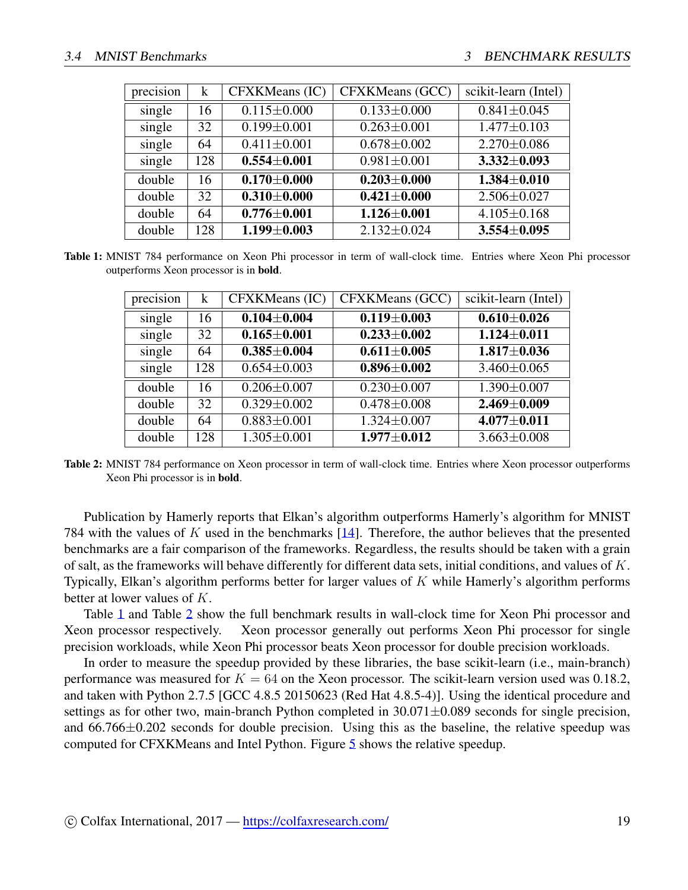| precision | k | CFXKMeans (IC) | CFXKMeans (GCC) | scikit-learn (Intel) |
|---|---|---|---|---|
| single | 16 | 0.115±0.000 | 0.133±0.000 | 0.841±0.045 |
| single | 32 | 0.199±0.001 | 0.263±0.001 | 1.477±0.103 |
| single | 64 | 0.411±0.001 | 0.678±0.002 | 2.270±0.086 |
| single | 128 | **0.554±0.001** | 0.981±0.001 | **3.332±0.093** |
| double | 16 | **0.170±0.000** | **0.203±0.000** | **1.384±0.010** |
| double | 32 | **0.310±0.000** | **0.421±0.000** | 2.506±0.027 |
| double | 64 | **0.776±0.001** | **1.126±0.001** | 4.105±0.168 |
| double | 128 | **1.199±0.003** | 2.132±0.024 | **3.554±0.095** |

**Table 1:** MNIST 784 performance on Xeon Phi processor in term of wall-clock time. Entries where Xeon Phi processor outperforms Xeon processor is in **bold**.

| precision | k | CFXKMeans (IC) | CFXKMeans (GCC) | scikit-learn (Intel) |
|---|---|---|---|---|
| single | 16 | **0.104±0.004** | **0.119±0.003** | **0.610±0.026** |
| single | 32 | **0.165±0.001** | **0.233±0.002** | **1.124±0.011** |
| single | 64 | **0.385±0.004** | **0.611±0.005** | **1.817±0.036** |
| single | 128 | 0.654±0.003 | **0.896±0.002** | 3.460±0.065 |
| double | 16 | 0.206±0.007 | 0.230±0.007 | 1.390±0.007 |
| double | 32 | 0.329±0.002 | 0.478±0.008 | **2.469±0.009** |
| double | 64 | 0.883±0.001 | 1.324±0.007 | **4.077±0.011** |
| double | 128 | 1.305±0.001 | **1.977±0.012** | 3.663±0.008 |

**Table 2:** MNIST 784 performance on Xeon processor in term of wall-clock time. Entries where Xeon processor outperforms Xeon Phi processor is in **bold**.

Publication by Hamerly reports that Elkan's algorithm outperforms Hamerly's algorithm for MNIST 784 with the values of $K$ used in the benchmarks [14]. Therefore, the author believes that the presented benchmarks are a fair comparison of the frameworks. Regardless, the results should be taken with a grain of salt, as the frameworks will behave differently for different data sets, initial conditions, and values of $K$. Typically, Elkan's algorithm performs better for larger values of $K$ while Hamerly's algorithm performs better at lower values of $K$.

Table 1 and Table 2 show the full benchmark results in wall-clock time for Xeon Phi processor and Xeon processor respectively. Xeon processor generally out performs Xeon Phi processor for single precision workloads, while Xeon Phi processor beats Xeon processor for double precision workloads.

In order to measure the speedup provided by these libraries, the base scikit-learn (i.e., main-branch) performance was measured for $K = 64$ on the Xeon processor. The scikit-learn version used was 0.18.2, and taken with Python 2.7.5 [GCC 4.8.5 20150623 (Red Hat 4.8.5-4)]. Using the identical procedure and settings as for other two, main-branch Python completed in 30.071±0.089 seconds for single precision, and 66.766±0.202 seconds for double precision. Using this as the baseline, the relative speedup was computed for CFXKMeans and Intel Python. Figure 5 shows the relative speedup.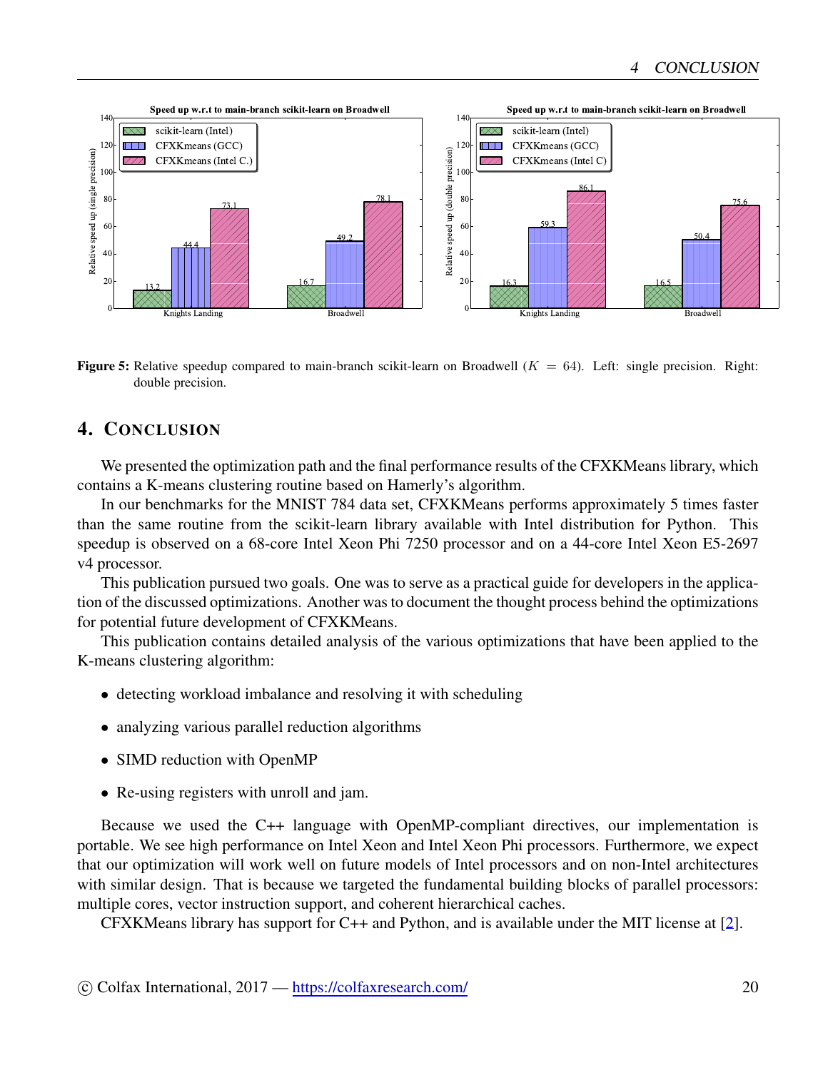**Figure 5:** Relative speedup compared to main-branch scikit-learn on Broadwell ($K = 64$). Left: single precision. Right: double precision.

## 4. Conclusion

We presented the optimization path and the final performance results of the CFXKMeans library, which contains a K-means clustering routine based on Hamerly's algorithm.

In our benchmarks for the MNIST 784 data set, CFXKMeans performs approximately 5 times faster than the same routine from the scikit-learn library available with Intel distribution for Python. This speedup is observed on a 68-core Intel Xeon Phi 7250 processor and on a 44-core Intel Xeon E5-2697 v4 processor.

This publication pursued two goals. One was to serve as a practical guide for developers in the application of the discussed optimizations. Another was to document the thought process behind the optimizations for potential future development of CFXKMeans.

This publication contains detailed analysis of the various optimizations that have been applied to the K-means clustering algorithm:

- detecting workload imbalance and resolving it with scheduling
- analyzing various parallel reduction algorithms
- SIMD reduction with OpenMP
- Re-using registers with unroll and jam.

Because we used the C++ language with OpenMP-compliant directives, our implementation is portable. We see high performance on Intel Xeon and Intel Xeon Phi processors. Furthermore, we expect that our optimization will work well on future models of Intel processors and on non-Intel architectures with similar design. That is because we targeted the fundamental building blocks of parallel processors: multiple cores, vector instruction support, and coherent hierarchical caches.

CFXKMeans library has support for C++ and Python, and is available under the MIT license at [2].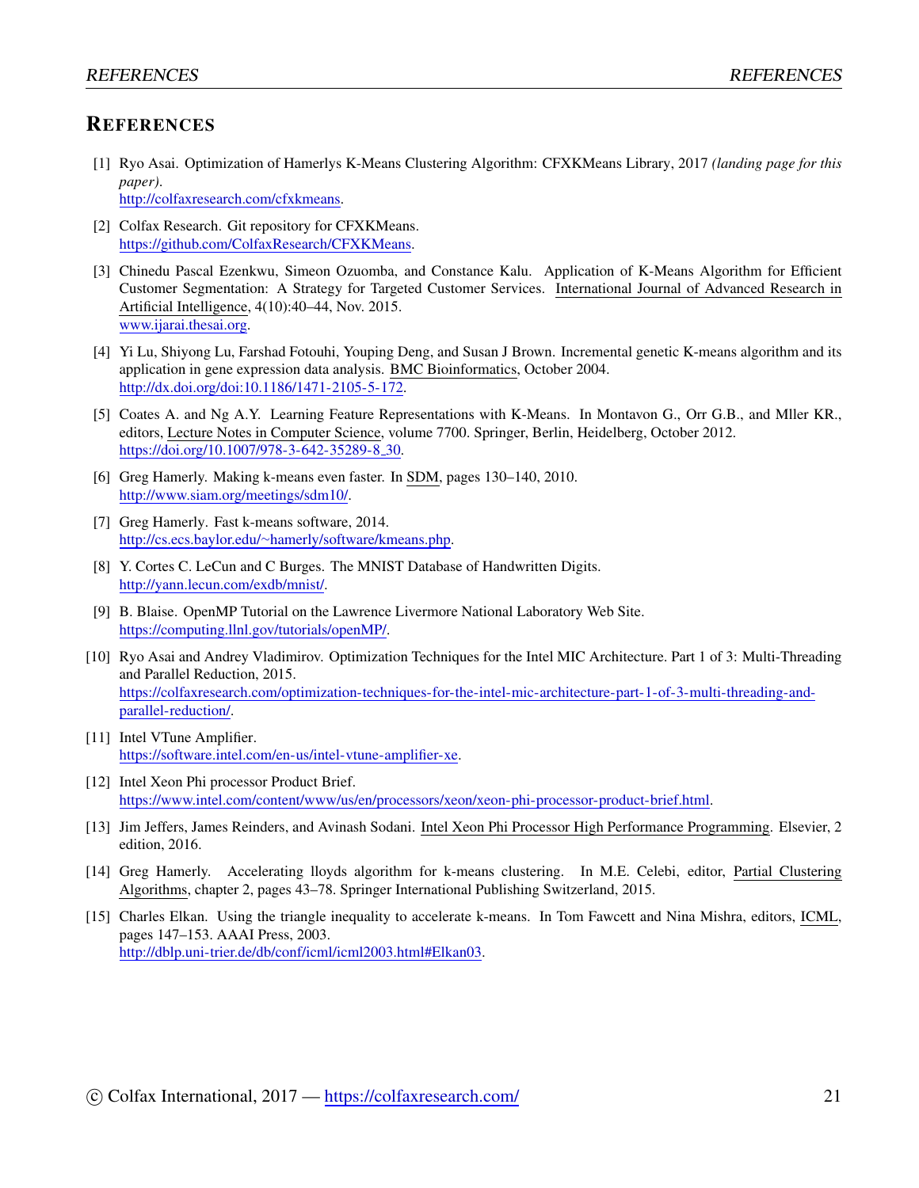# REFERENCES

[1] Ryo Asai. Optimization of Hamerlys K-Means Clustering Algorithm: CFXKMeans Library, 2017 *(landing page for this paper)*.
http://colfaxresearch.com/cfxkmeans.

[2] Colfax Research. Git repository for CFXKMeans.
https://github.com/ColfaxResearch/CFXKMeans.

[3] Chinedu Pascal Ezenkwu, Simeon Ozuomba, and Constance Kalu. Application of K-Means Algorithm for Efficient Customer Segmentation: A Strategy for Targeted Customer Services. International Journal of Advanced Research in Artificial Intelligence, 4(10):40–44, Nov. 2015.
www.ijarai.thesai.org.

[4] Yi Lu, Shiyong Lu, Farshad Fotouhi, Youping Deng, and Susan J Brown. Incremental genetic K-means algorithm and its application in gene expression data analysis. BMC Bioinformatics, October 2004.
http://dx.doi.org/doi:10.1186/1471-2105-5-172.

[5] Coates A. and Ng A.Y. Learning Feature Representations with K-Means. In Montavon G., Orr G.B., and Mller KR., editors, Lecture Notes in Computer Science, volume 7700. Springer, Berlin, Heidelberg, October 2012.
https://doi.org/10.1007/978-3-642-35289-8_30.

[6] Greg Hamerly. Making k-means even faster. In SDM, pages 130–140, 2010.
http://www.siam.org/meetings/sdm10/.

[7] Greg Hamerly. Fast k-means software, 2014.
http://cs.ecs.baylor.edu/~hamerly/software/kmeans.php.

[8] Y. Cortes C. LeCun and C Burges. The MNIST Database of Handwritten Digits.
http://yann.lecun.com/exdb/mnist/.

[9] B. Blaise. OpenMP Tutorial on the Lawrence Livermore National Laboratory Web Site.
https://computing.llnl.gov/tutorials/openMP/.

[10] Ryo Asai and Andrey Vladimirov. Optimization Techniques for the Intel MIC Architecture. Part 1 of 3: Multi-Threading and Parallel Reduction, 2015.
https://colfaxresearch.com/optimization-techniques-for-the-intel-mic-architecture-part-1-of-3-multi-threading-and-parallel-reduction/.

[11] Intel VTune Amplifier.
https://software.intel.com/en-us/intel-vtune-amplifier-xe.

[12] Intel Xeon Phi processor Product Brief.
https://www.intel.com/content/www/us/en/processors/xeon/xeon-phi-processor-product-brief.html.

[13] Jim Jeffers, James Reinders, and Avinash Sodani. Intel Xeon Phi Processor High Performance Programming. Elsevier, 2 edition, 2016.

[14] Greg Hamerly. Accelerating lloyds algorithm for k-means clustering. In M.E. Celebi, editor, Partial Clustering Algorithms, chapter 2, pages 43–78. Springer International Publishing Switzerland, 2015.

[15] Charles Elkan. Using the triangle inequality to accelerate k-means. In Tom Fawcett and Nina Mishra, editors, ICML, pages 147–153. AAAI Press, 2003.
http://dblp.uni-trier.de/db/conf/icml/icml2003.html#Elkan03.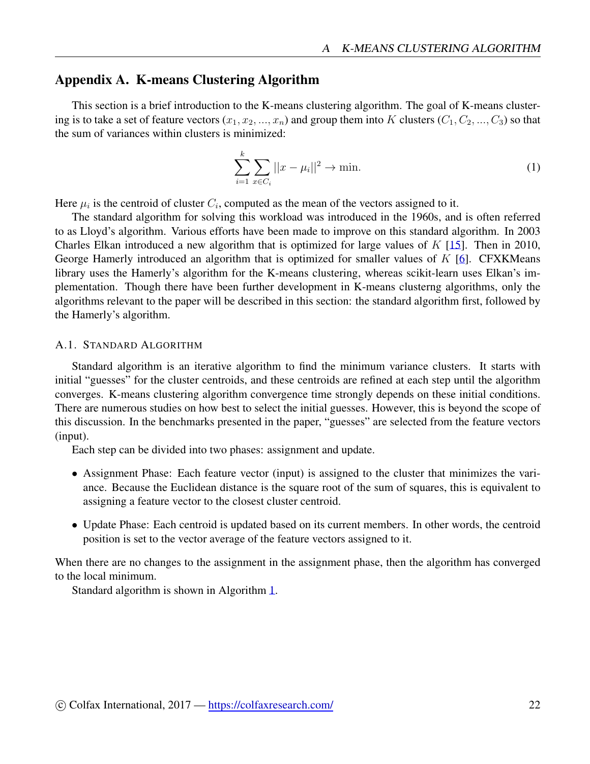## Appendix A. K-means Clustering Algorithm

This section is a brief introduction to the K-means clustering algorithm. The goal of K-means clustering is to take a set of feature vectors $(x_1, x_2, ..., x_n)$ and group them into $K$ clusters $(C_1, C_2, ..., C_3)$ so that the sum of variances within clusters is minimized:

$$\sum_{i=1}^{k} \sum_{x \in C_i} ||x - \mu_i||^2 \rightarrow \min. \tag{1}$$

Here $\mu_i$ is the centroid of cluster $C_i$, computed as the mean of the vectors assigned to it.

The standard algorithm for solving this workload was introduced in the 1960s, and is often referred to as Lloyd's algorithm. Various efforts have been made to improve on this standard algorithm. In 2003 Charles Elkan introduced a new algorithm that is optimized for large values of $K$ [15]. Then in 2010, George Hamerly introduced an algorithm that is optimized for smaller values of $K$ [6]. CFXKMeans library uses the Hamerly's algorithm for the K-means clustering, whereas scikit-learn uses Elkan's implementation. Though there have been further development in K-means clusterng algorithms, only the algorithms relevant to the paper will be described in this section: the standard algorithm first, followed by the Hamerly's algorithm.

### A.1. Standard Algorithm

Standard algorithm is an iterative algorithm to find the minimum variance clusters. It starts with initial "guesses" for the cluster centroids, and these centroids are refined at each step until the algorithm converges. K-means clustering algorithm convergence time strongly depends on these initial conditions. There are numerous studies on how best to select the initial guesses. However, this is beyond the scope of this discussion. In the benchmarks presented in the paper, "guesses" are selected from the feature vectors (input).

Each step can be divided into two phases: assignment and update.

- Assignment Phase: Each feature vector (input) is assigned to the cluster that minimizes the variance. Because the Euclidean distance is the square root of the sum of squares, this is equivalent to assigning a feature vector to the closest cluster centroid.
- Update Phase: Each centroid is updated based on its current members. In other words, the centroid position is set to the vector average of the feature vectors assigned to it.

When there are no changes to the assignment in the assignment phase, then the algorithm has converged to the local minimum.

Standard algorithm is shown in Algorithm 1.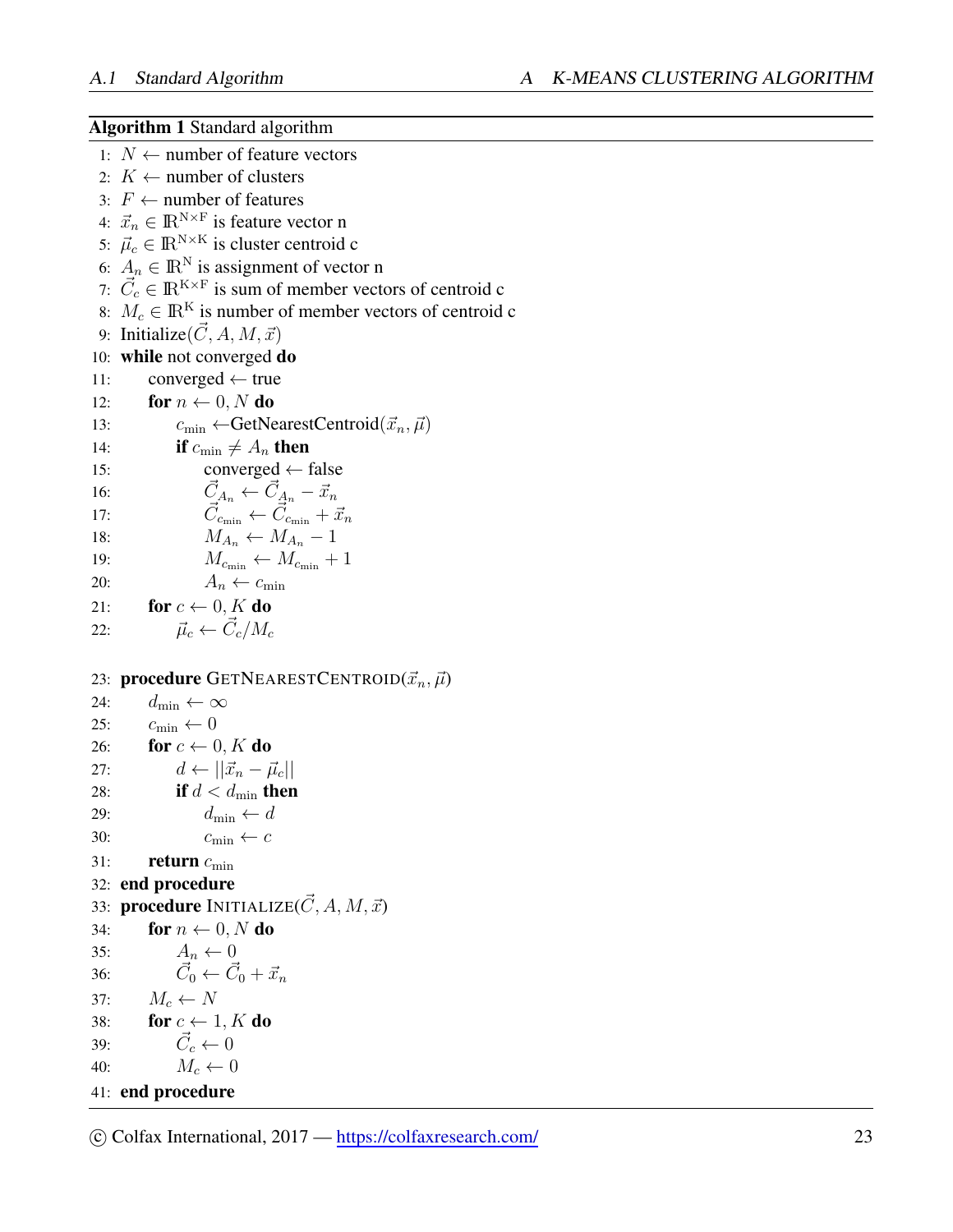**Algorithm 1** Standard algorithm

1: $N \leftarrow$ number of feature vectors
2: $K \leftarrow$ number of clusters
3: $F \leftarrow$ number of features
4: $\vec{x}_n \in \mathbb{R}^{\mathrm{N \times F}}$ is feature vector n
5: $\vec{\mu}_c \in \mathbb{R}^{\mathrm{N \times K}}$ is cluster centroid c
6: $A_n \in \mathbb{R}^{\mathrm{N}}$ is assignment of vector n
7: $\vec{C}_c \in \mathbb{R}^{\mathrm{K \times F}}$ is sum of member vectors of centroid c
8: $M_c \in \mathbb{R}^{\mathrm{K}}$ is number of member vectors of centroid c
9: Initialize($\vec{C}, A, M, \vec{x}$)
10: **while** not converged **do**
11: &nbsp;&nbsp;&nbsp;&nbsp;converged $\leftarrow$ true
12: &nbsp;&nbsp;&nbsp;&nbsp;**for** $n \leftarrow 0, N$ **do**
13: &nbsp;&nbsp;&nbsp;&nbsp;&nbsp;&nbsp;&nbsp;&nbsp;$c_{\min} \leftarrow$GetNearestCentroid$(\vec{x}_n, \vec{\mu})$
14: &nbsp;&nbsp;&nbsp;&nbsp;&nbsp;&nbsp;&nbsp;&nbsp;**if** $c_{\min} \neq A_n$ **then**
15: &nbsp;&nbsp;&nbsp;&nbsp;&nbsp;&nbsp;&nbsp;&nbsp;&nbsp;&nbsp;&nbsp;&nbsp;converged $\leftarrow$ false
16: &nbsp;&nbsp;&nbsp;&nbsp;&nbsp;&nbsp;&nbsp;&nbsp;&nbsp;&nbsp;&nbsp;&nbsp;$\vec{C}_{A_n} \leftarrow \vec{C}_{A_n} - \vec{x}_n$
17: &nbsp;&nbsp;&nbsp;&nbsp;&nbsp;&nbsp;&nbsp;&nbsp;&nbsp;&nbsp;&nbsp;&nbsp;$\vec{C}_{c_{\min}} \leftarrow \vec{C}_{c_{\min}} + \vec{x}_n$
18: &nbsp;&nbsp;&nbsp;&nbsp;&nbsp;&nbsp;&nbsp;&nbsp;&nbsp;&nbsp;&nbsp;&nbsp;$M_{A_n} \leftarrow M_{A_n} - 1$
19: &nbsp;&nbsp;&nbsp;&nbsp;&nbsp;&nbsp;&nbsp;&nbsp;&nbsp;&nbsp;&nbsp;&nbsp;$M_{c_{\min}} \leftarrow M_{c_{\min}} + 1$
20: &nbsp;&nbsp;&nbsp;&nbsp;&nbsp;&nbsp;&nbsp;&nbsp;&nbsp;&nbsp;&nbsp;&nbsp;$A_n \leftarrow c_{\min}$
21: &nbsp;&nbsp;&nbsp;&nbsp;**for** $c \leftarrow 0, K$ **do**
22: &nbsp;&nbsp;&nbsp;&nbsp;&nbsp;&nbsp;&nbsp;&nbsp;$\vec{\mu}_c \leftarrow \vec{C}_c / M_c$

23: **procedure** GetNearestCentroid($\vec{x}_n, \vec{\mu}$)
24: &nbsp;&nbsp;&nbsp;&nbsp;$d_{\min} \leftarrow \infty$
25: &nbsp;&nbsp;&nbsp;&nbsp;$c_{\min} \leftarrow 0$
26: &nbsp;&nbsp;&nbsp;&nbsp;**for** $c \leftarrow 0, K$ **do**
27: &nbsp;&nbsp;&nbsp;&nbsp;&nbsp;&nbsp;&nbsp;&nbsp;$d \leftarrow ||\vec{x}_n - \vec{\mu}_c||$
28: &nbsp;&nbsp;&nbsp;&nbsp;&nbsp;&nbsp;&nbsp;&nbsp;**if** $d < d_{\min}$ **then**
29: &nbsp;&nbsp;&nbsp;&nbsp;&nbsp;&nbsp;&nbsp;&nbsp;&nbsp;&nbsp;&nbsp;&nbsp;$d_{\min} \leftarrow d$
30: &nbsp;&nbsp;&nbsp;&nbsp;&nbsp;&nbsp;&nbsp;&nbsp;&nbsp;&nbsp;&nbsp;&nbsp;$c_{\min} \leftarrow c$
31: &nbsp;&nbsp;&nbsp;&nbsp;**return** $c_{\min}$
32: **end procedure**
33: **procedure** Initialize($\vec{C}, A, M, \vec{x}$)
34: &nbsp;&nbsp;&nbsp;&nbsp;**for** $n \leftarrow 0, N$ **do**
35: &nbsp;&nbsp;&nbsp;&nbsp;&nbsp;&nbsp;&nbsp;&nbsp;$A_n \leftarrow 0$
36: &nbsp;&nbsp;&nbsp;&nbsp;&nbsp;&nbsp;&nbsp;&nbsp;$\vec{C}_0 \leftarrow \vec{C}_0 + \vec{x}_n$
37: &nbsp;&nbsp;&nbsp;&nbsp;$M_c \leftarrow N$
38: &nbsp;&nbsp;&nbsp;&nbsp;**for** $c \leftarrow 1, K$ **do**
39: &nbsp;&nbsp;&nbsp;&nbsp;&nbsp;&nbsp;&nbsp;&nbsp;$\vec{C}_c \leftarrow 0$
40: &nbsp;&nbsp;&nbsp;&nbsp;&nbsp;&nbsp;&nbsp;&nbsp;$M_c \leftarrow 0$
41: **end procedure**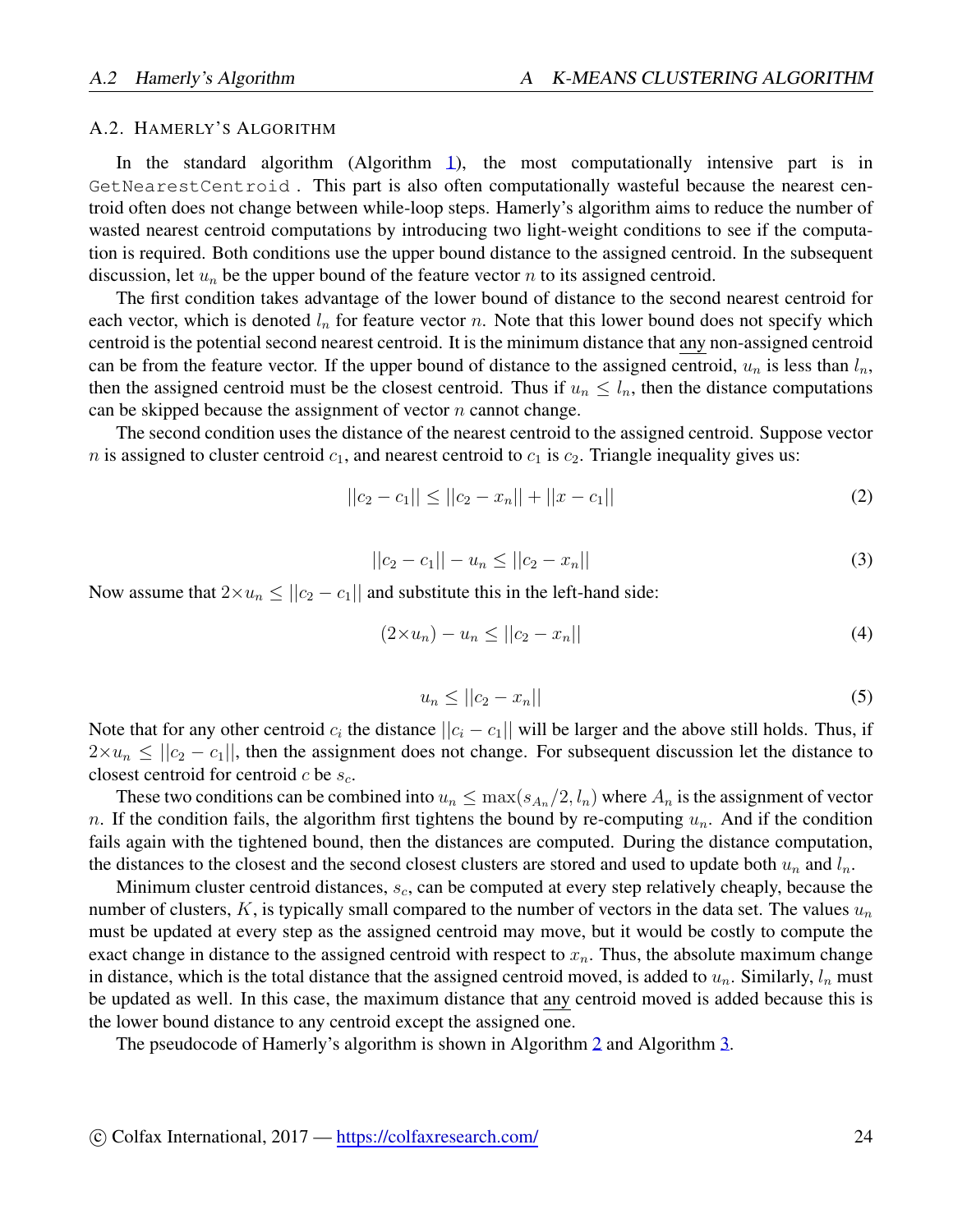### A.2. Hamerly's Algorithm

In the standard algorithm (Algorithm 1), the most computationally intensive part is in `GetNearestCentroid`. This part is also often computationally wasteful because the nearest centroid often does not change between while-loop steps. Hamerly's algorithm aims to reduce the number of wasted nearest centroid computations by introducing two light-weight conditions to see if the computation is required. Both conditions use the upper bound distance to the assigned centroid. In the subsequent discussion, let $u_n$ be the upper bound of the feature vector $n$ to its assigned centroid.

The first condition takes advantage of the lower bound of distance to the second nearest centroid for each vector, which is denoted $l_n$ for feature vector $n$. Note that this lower bound does not specify which centroid is the potential second nearest centroid. It is the minimum distance that <u>any</u> non-assigned centroid can be from the feature vector. If the upper bound of distance to the assigned centroid, $u_n$ is less than $l_n$, then the assigned centroid must be the closest centroid. Thus if $u_n \leq l_n$, then the distance computations can be skipped because the assignment of vector $n$ cannot change.

The second condition uses the distance of the nearest centroid to the assigned centroid. Suppose vector $n$ is assigned to cluster centroid $c_1$, and nearest centroid to $c_1$ is $c_2$. Triangle inequality gives us:

$$||c_2 - c_1|| \leq ||c_2 - x_n|| + ||x - c_1|| \tag{2}$$

$$||c_2 - c_1|| - u_n \leq ||c_2 - x_n|| \tag{3}$$

Now assume that $2\times u_n \leq ||c_2 - c_1||$ and substitute this in the left-hand side:

$$(2\times u_n) - u_n \leq ||c_2 - x_n|| \tag{4}$$

$$u_n \leq ||c_2 - x_n|| \tag{5}$$

Note that for any other centroid $c_i$ the distance $||c_i - c_1||$ will be larger and the above still holds. Thus, if $2\times u_n \leq ||c_2 - c_1||$, then the assignment does not change. For subsequent discussion let the distance to closest centroid for centroid $c$ be $s_c$.

These two conditions can be combined into $u_n \leq \max(s_{A_n}/2, l_n)$ where $A_n$ is the assignment of vector $n$. If the condition fails, the algorithm first tightens the bound by re-computing $u_n$. And if the condition fails again with the tightened bound, then the distances are computed. During the distance computation, the distances to the closest and the second closest clusters are stored and used to update both $u_n$ and $l_n$.

Minimum cluster centroid distances, $s_c$, can be computed at every step relatively cheaply, because the number of clusters, $K$, is typically small compared to the number of vectors in the data set. The values $u_n$ must be updated at every step as the assigned centroid may move, but it would be costly to compute the exact change in distance to the assigned centroid with respect to $x_n$. Thus, the absolute maximum change in distance, which is the total distance that the assigned centroid moved, is added to $u_n$. Similarly, $l_n$ must be updated as well. In this case, the maximum distance that <u>any</u> centroid moved is added because this is the lower bound distance to any centroid except the assigned one.

The pseudocode of Hamerly's algorithm is shown in Algorithm 2 and Algorithm 3.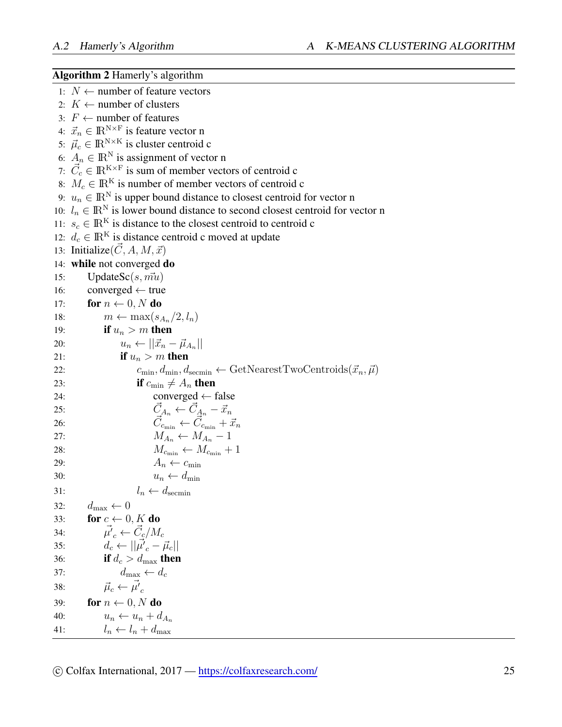**Algorithm 2** Hamerly's algorithm

```
1: N ← number of feature vectors
2: K ← number of clusters
3: F ← number of features
4: x⃗_n ∈ ℝ^(N×F) is feature vector n
5: μ⃗_c ∈ ℝ^(N×K) is cluster centroid c
6: A_n ∈ ℝ^N is assignment of vector n
7: C⃗_c ∈ ℝ^(K×F) is sum of member vectors of centroid c
8: M_c ∈ ℝ^K is number of member vectors of centroid c
9: u_n ∈ ℝ^N is upper bound distance to closest centroid for vector n
10: l_n ∈ ℝ^N is lower bound distance to second closest centroid for vector n
11: s_c ∈ ℝ^K is distance to the closest centroid to centroid c
12: d_c ∈ ℝ^K is distance centroid c moved at update
13: Initialize(C⃗, A, M, x⃗)
14: while not converged do
15:     UpdateSc(s, m⃗u)
16:     converged ← true
17:     for n ← 0, N do
18:         m ← max(s_{A_n}/2, l_n)
19:         if u_n > m then
20:             u_n ← ||x⃗_n − μ⃗_{A_n}||
21:             if u_n > m then
22:                 c_min, d_min, d_secmin ← GetNearestTwoCentroids(x⃗_n, μ⃗)
23:                 if c_min ≠ A_n then
24:                     converged ← false
25:                     C⃗_{A_n} ← C⃗_{A_n} − x⃗_n
26:                     C⃗_{c_min} ← C⃗_{c_min} + x⃗_n
27:                     M_{A_n} ← M_{A_n} − 1
28:                     M_{c_min} ← M_{c_min} + 1
29:                     A_n ← c_min
30:                     u_n ← d_min
31:                 l_n ← d_secmin
32:     d_max ← 0
33:     for c ← 0, K do
34:         μ⃗'_c ← C⃗_c/M_c
35:         d_c ← ||μ⃗'_c − μ⃗_c||
36:         if d_c > d_max then
37:             d_max ← d_c
38:         μ⃗_c ← μ⃗'_c
39:     for n ← 0, N do
40:         u_n ← u_n + d_{A_n}
41:         l_n ← l_n + d_max
```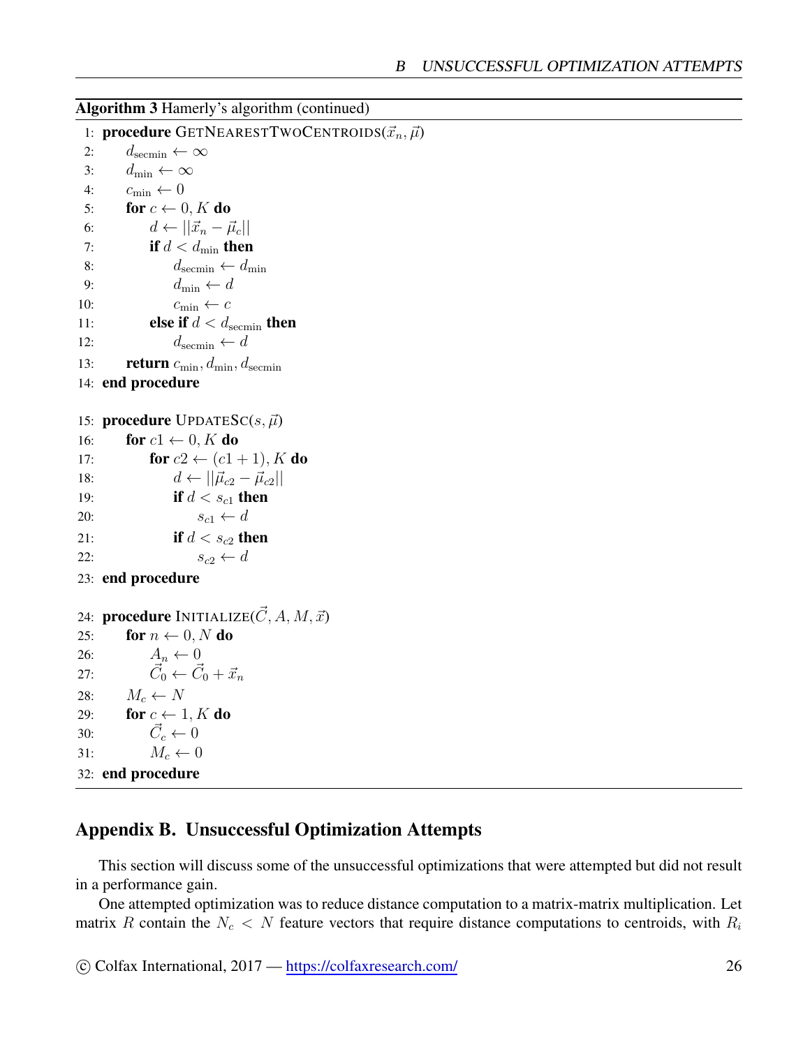**Algorithm 3** Hamerly's algorithm (continued)

```
 1: procedure GETNEARESTTWOCENTROIDS(x⃗_n, μ⃗)
 2:     d_secmin ← ∞
 3:     d_min ← ∞
 4:     c_min ← 0
 5:     for c ← 0, K do
 6:         d ← ||x⃗_n − μ⃗_c||
 7:         if d < d_min then
 8:             d_secmin ← d_min
 9:             d_min ← d
10:             c_min ← c
11:         else if d < d_secmin then
12:             d_secmin ← d
13:     return c_min, d_min, d_secmin
14: end procedure

15: procedure UPDATESC(s, μ⃗)
16:     for c1 ← 0, K do
17:         for c2 ← (c1 + 1), K do
18:             d ← ||μ⃗_c2 − μ⃗_c2||
19:             if d < s_c1 then
20:                 s_c1 ← d
21:             if d < s_c2 then
22:                 s_c2 ← d
23: end procedure

24: procedure INITIALIZE(C⃗, A, M, x⃗)
25:     for n ← 0, N do
26:         A_n ← 0
27:         C⃗_0 ← C⃗_0 + x⃗_n
28:     M_c ← N
29:     for c ← 1, K do
30:         C⃗_c ← 0
31:         M_c ← 0
32: end procedure
```

## Appendix B. Unsuccessful Optimization Attempts

This section will discuss some of the unsuccessful optimizations that were attempted but did not result in a performance gain.

One attempted optimization was to reduce distance computation to a matrix-matrix multiplication. Let matrix $R$ contain the $N_c < N$ feature vectors that require distance computations to centroids, with $R_i$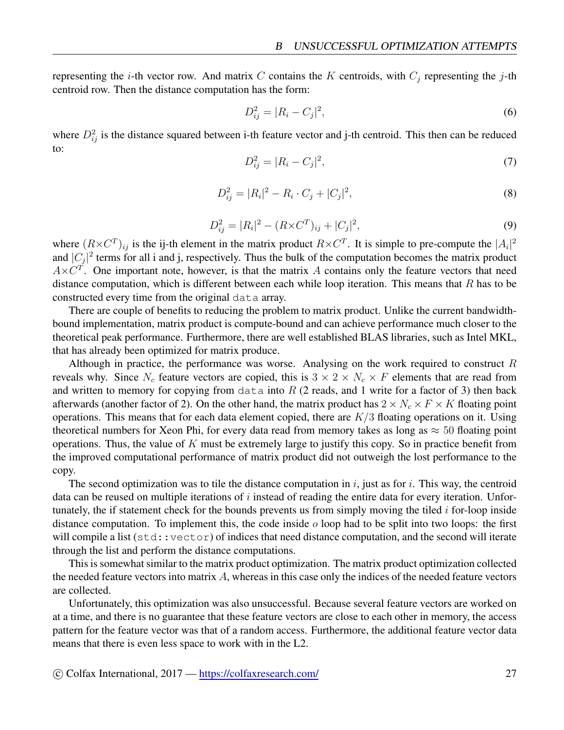representing the $i$-th vector row. And matrix $C$ contains the $K$ centroids, with $C_j$ representing the $j$-th centroid row. Then the distance computation has the form:

$$D_{ij}^2 = |R_i - C_j|^2, \tag{6}$$

where $D_{ij}^2$ is the distance squared between i-th feature vector and j-th centroid. This then can be reduced to:

$$D_{ij}^2 = |R_i - C_j|^2, \tag{7}$$

$$D_{ij}^2 = |R_i|^2 - R_i \cdot C_j + |C_j|^2, \tag{8}$$

$$D_{ij}^2 = |R_i|^2 - (R \times C^T)_{ij} + |C_j|^2, \tag{9}$$

where $(R \times C^T)_{ij}$ is the ij-th element in the matrix product $R \times C^T$. It is simple to pre-compute the $|A_i|^2$ and $|C_j|^2$ terms for all i and j, respectively. Thus the bulk of the computation becomes the matrix product $A \times C^T$. One important note, however, is that the matrix $A$ contains only the feature vectors that need distance computation, which is different between each while loop iteration. This means that $R$ has to be constructed every time from the original `data` array.

There are couple of benefits to reducing the problem to matrix product. Unlike the current bandwidth-bound implementation, matrix product is compute-bound and can achieve performance much closer to the theoretical peak performance. Furthermore, there are well established BLAS libraries, such as Intel MKL, that has already been optimized for matrix produce.

Although in practice, the performance was worse. Analysing on the work required to construct $R$ reveals why. Since $N_c$ feature vectors are copied, this is $3 \times 2 \times N_c \times F$ elements that are read from and written to memory for copying from `data` into $R$ (2 reads, and 1 write for a factor of 3) then back afterwards (another factor of 2). On the other hand, the matrix product has $2 \times N_c \times F \times K$ floating point operations. This means that for each data element copied, there are $K/3$ floating operations on it. Using theoretical numbers for Xeon Phi, for every data read from memory takes as long as $\approx 50$ floating point operations. Thus, the value of $K$ must be extremely large to justify this copy. So in practice benefit from the improved computational performance of matrix product did not outweigh the lost performance to the copy.

The second optimization was to tile the distance computation in $i$, just as for $i$. This way, the centroid data can be reused on multiple iterations of $i$ instead of reading the entire data for every iteration. Unfortunately, the if statement check for the bounds prevents us from simply moving the tiled $i$ for-loop inside distance computation. To implement this, the code inside $o$ loop had to be split into two loops: the first will compile a list (`std::vector`) of indices that need distance computation, and the second will iterate through the list and perform the distance computations.

This is somewhat similar to the matrix product optimization. The matrix product optimization collected the needed feature vectors into matrix $A$, whereas in this case only the indices of the needed feature vectors are collected.

Unfortunately, this optimization was also unsuccessful. Because several feature vectors are worked on at a time, and there is no guarantee that these feature vectors are close to each other in memory, the access pattern for the feature vector was that of a random access. Furthermore, the additional feature vector data means that there is even less space to work with in the L2.